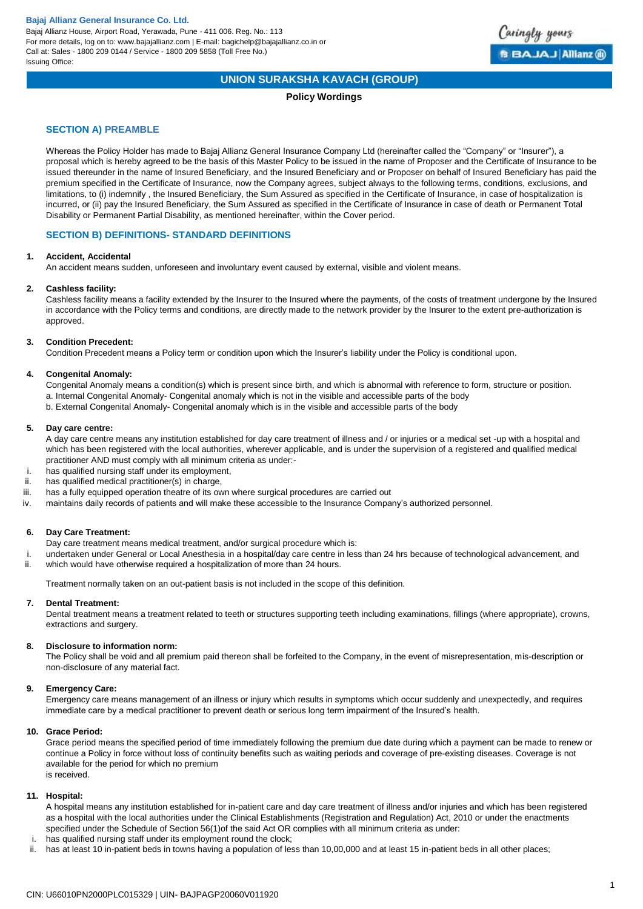**Bajaj Allianz General Insurance Co. Ltd.**
Bajaj Allianz House, Airport Road, Yerawada, Pune - 411 006. Reg. No.: 113
For more details, log on to: www.bajajallianz.com | E-mail: bagichelp@bajajallianz.co.in or
Call at: Sales - 1800 209 0144 / Service - 1800 209 5858 (Toll Free No.)
Issuing Office:

# UNION SURAKSHA KAVACH (GROUP)

**Policy Wordings**

## SECTION A) PREAMBLE

Whereas the Policy Holder has made to Bajaj Allianz General Insurance Company Ltd (hereinafter called the "Company" or "Insurer"), a proposal which is hereby agreed to be the basis of this Master Policy to be issued in the name of Proposer and the Certificate of Insurance to be issued thereunder in the name of Insured Beneficiary, and the Insured Beneficiary and or Proposer on behalf of Insured Beneficiary has paid the premium specified in the Certificate of Insurance, now the Company agrees, subject always to the following terms, conditions, exclusions, and limitations, to (i) indemnify , the Insured Beneficiary, the Sum Assured as specified in the Certificate of Insurance, in case of hospitalization is incurred, or (ii) pay the Insured Beneficiary, the Sum Assured as specified in the Certificate of Insurance in case of death or Permanent Total Disability or Permanent Partial Disability, as mentioned hereinafter, within the Cover period.

## SECTION B) DEFINITIONS- STANDARD DEFINITIONS

**1. Accident, Accidental**

An accident means sudden, unforeseen and involuntary event caused by external, visible and violent means.

**2. Cashless facility:**

Cashless facility means a facility extended by the Insurer to the Insured where the payments, of the costs of treatment undergone by the Insured in accordance with the Policy terms and conditions, are directly made to the network provider by the Insurer to the extent pre-authorization is approved.

**3. Condition Precedent:**

Condition Precedent means a Policy term or condition upon which the Insurer's liability under the Policy is conditional upon.

**4. Congenital Anomaly:**

Congenital Anomaly means a condition(s) which is present since birth, and which is abnormal with reference to form, structure or position.
a. Internal Congenital Anomaly- Congenital anomaly which is not in the visible and accessible parts of the body
b. External Congenital Anomaly- Congenital anomaly which is in the visible and accessible parts of the body

**5. Day care centre:**

A day care centre means any institution established for day care treatment of illness and / or injuries or a medical set -up with a hospital and which has been registered with the local authorities, wherever applicable, and is under the supervision of a registered and qualified medical practitioner AND must comply with all minimum criteria as under:-

i. has qualified nursing staff under its employment,
ii. has qualified medical practitioner(s) in charge,
iii. has a fully equipped operation theatre of its own where surgical procedures are carried out
iv. maintains daily records of patients and will make these accessible to the Insurance Company's authorized personnel.

**6. Day Care Treatment:**

Day care treatment means medical treatment, and/or surgical procedure which is:

i. undertaken under General or Local Anesthesia in a hospital/day care centre in less than 24 hrs because of technological advancement, and
ii. which would have otherwise required a hospitalization of more than 24 hours.

Treatment normally taken on an out-patient basis is not included in the scope of this definition.

**7. Dental Treatment:**

Dental treatment means a treatment related to teeth or structures supporting teeth including examinations, fillings (where appropriate), crowns, extractions and surgery.

**8. Disclosure to information norm:**

The Policy shall be void and all premium paid thereon shall be forfeited to the Company, in the event of misrepresentation, mis-description or non-disclosure of any material fact.

**9. Emergency Care:**

Emergency care means management of an illness or injury which results in symptoms which occur suddenly and unexpectedly, and requires immediate care by a medical practitioner to prevent death or serious long term impairment of the Insured's health.

**10. Grace Period:**

Grace period means the specified period of time immediately following the premium due date during which a payment can be made to renew or continue a Policy in force without loss of continuity benefits such as waiting periods and coverage of pre-existing diseases. Coverage is not available for the period for which no premium
is received.

**11. Hospital:**

A hospital means any institution established for in-patient care and day care treatment of illness and/or injuries and which has been registered as a hospital with the local authorities under the Clinical Establishments (Registration and Regulation) Act, 2010 or under the enactments specified under the Schedule of Section 56(1)of the said Act OR complies with all minimum criteria as under:

i. has qualified nursing staff under its employment round the clock;
ii. has at least 10 in-patient beds in towns having a population of less than 10,00,000 and at least 15 in-patient beds in all other places;

CIN: U66010PN2000PLC015329 | UIN- BAJPAGP20060V011920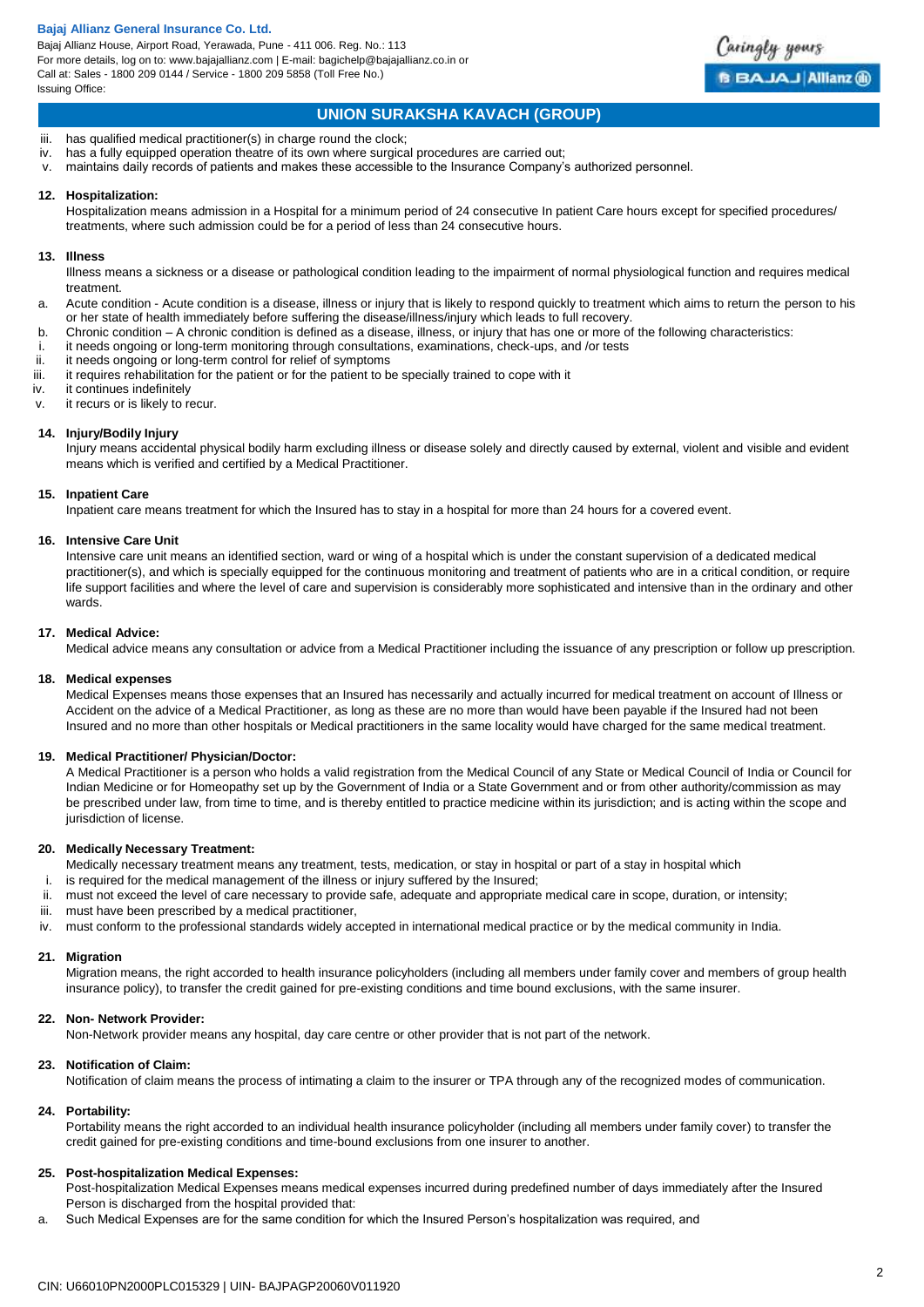iii. has qualified medical practitioner(s) in charge round the clock;
iv. has a fully equipped operation theatre of its own where surgical procedures are carried out;
v. maintains daily records of patients and makes these accessible to the Insurance Company's authorized personnel.

**12. Hospitalization:**

Hospitalization means admission in a Hospital for a minimum period of 24 consecutive In patient Care hours except for specified procedures/ treatments, where such admission could be for a period of less than 24 consecutive hours.

**13. Illness**

Illness means a sickness or a disease or pathological condition leading to the impairment of normal physiological function and requires medical treatment.

a. Acute condition - Acute condition is a disease, illness or injury that is likely to respond quickly to treatment which aims to return the person to his or her state of health immediately before suffering the disease/illness/injury which leads to full recovery.
b. Chronic condition – A chronic condition is defined as a disease, illness, or injury that has one or more of the following characteristics:
i. it needs ongoing or long-term monitoring through consultations, examinations, check-ups, and /or tests
ii. it needs ongoing or long-term control for relief of symptoms
iii. it requires rehabilitation for the patient or for the patient to be specially trained to cope with it
iv. it continues indefinitely
v. it recurs or is likely to recur.

**14. Injury/Bodily Injury**

Injury means accidental physical bodily harm excluding illness or disease solely and directly caused by external, violent and visible and evident means which is verified and certified by a Medical Practitioner.

**15. Inpatient Care**

Inpatient care means treatment for which the Insured has to stay in a hospital for more than 24 hours for a covered event.

**16. Intensive Care Unit**

Intensive care unit means an identified section, ward or wing of a hospital which is under the constant supervision of a dedicated medical practitioner(s), and which is specially equipped for the continuous monitoring and treatment of patients who are in a critical condition, or require life support facilities and where the level of care and supervision is considerably more sophisticated and intensive than in the ordinary and other wards.

**17. Medical Advice:**

Medical advice means any consultation or advice from a Medical Practitioner including the issuance of any prescription or follow up prescription.

**18. Medical expenses**

Medical Expenses means those expenses that an Insured has necessarily and actually incurred for medical treatment on account of Illness or Accident on the advice of a Medical Practitioner, as long as these are no more than would have been payable if the Insured had not been Insured and no more than other hospitals or Medical practitioners in the same locality would have charged for the same medical treatment.

**19. Medical Practitioner/ Physician/Doctor:**

A Medical Practitioner is a person who holds a valid registration from the Medical Council of any State or Medical Council of India or Council for Indian Medicine or for Homeopathy set up by the Government of India or a State Government and or from other authority/commission as may be prescribed under law, from time to time, and is thereby entitled to practice medicine within its jurisdiction; and is acting within the scope and jurisdiction of license.

**20. Medically Necessary Treatment:**

Medically necessary treatment means any treatment, tests, medication, or stay in hospital or part of a stay in hospital which

i. is required for the medical management of the illness or injury suffered by the Insured;
ii. must not exceed the level of care necessary to provide safe, adequate and appropriate medical care in scope, duration, or intensity;
iii. must have been prescribed by a medical practitioner,
iv. must conform to the professional standards widely accepted in international medical practice or by the medical community in India.

**21. Migration**

Migration means, the right accorded to health insurance policyholders (including all members under family cover and members of group health insurance policy), to transfer the credit gained for pre-existing conditions and time bound exclusions, with the same insurer.

**22. Non- Network Provider:**

Non-Network provider means any hospital, day care centre or other provider that is not part of the network.

**23. Notification of Claim:**

Notification of claim means the process of intimating a claim to the insurer or TPA through any of the recognized modes of communication.

**24. Portability:**

Portability means the right accorded to an individual health insurance policyholder (including all members under family cover) to transfer the credit gained for pre-existing conditions and time-bound exclusions from one insurer to another.

**25. Post-hospitalization Medical Expenses:**

Post-hospitalization Medical Expenses means medical expenses incurred during predefined number of days immediately after the Insured Person is discharged from the hospital provided that:

a. Such Medical Expenses are for the same condition for which the Insured Person's hospitalization was required, and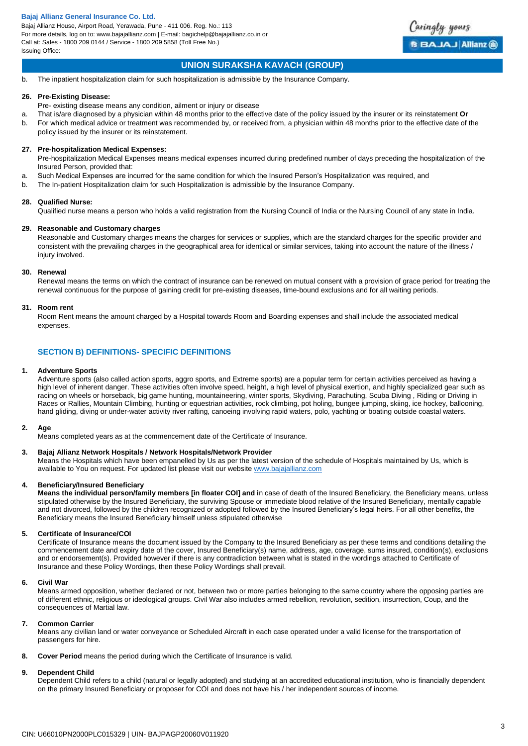b. The inpatient hospitalization claim for such hospitalization is admissible by the Insurance Company.

**26. Pre-Existing Disease:**

Pre- existing disease means any condition, ailment or injury or disease

a. That is/are diagnosed by a physician within 48 months prior to the effective date of the policy issued by the insurer or its reinstatement **Or**
b. For which medical advice or treatment was recommended by, or received from, a physician within 48 months prior to the effective date of the policy issued by the insurer or its reinstatement.

**27. Pre-hospitalization Medical Expenses:**

Pre-hospitalization Medical Expenses means medical expenses incurred during predefined number of days preceding the hospitalization of the Insured Person, provided that:

a. Such Medical Expenses are incurred for the same condition for which the Insured Person's Hospitalization was required, and
b. The In-patient Hospitalization claim for such Hospitalization is admissible by the Insurance Company.

**28. Qualified Nurse:**

Qualified nurse means a person who holds a valid registration from the Nursing Council of India or the Nursing Council of any state in India.

**29. Reasonable and Customary charges**

Reasonable and Customary charges means the charges for services or supplies, which are the standard charges for the specific provider and consistent with the prevailing charges in the geographical area for identical or similar services, taking into account the nature of the illness / injury involved.

**30. Renewal**

Renewal means the terms on which the contract of insurance can be renewed on mutual consent with a provision of grace period for treating the renewal continuous for the purpose of gaining credit for pre-existing diseases, time-bound exclusions and for all waiting periods.

**31. Room rent**

Room Rent means the amount charged by a Hospital towards Room and Boarding expenses and shall include the associated medical expenses.

## SECTION B) DEFINITIONS- SPECIFIC DEFINITIONS

**1. Adventure Sports**

Adventure sports (also called action sports, aggro sports, and Extreme sports) are a popular term for certain activities perceived as having a high level of inherent danger. These activities often involve speed, height, a high level of physical exertion, and highly specialized gear such as racing on wheels or horseback, big game hunting, mountaineering, winter sports, Skydiving, Parachuting, Scuba Diving , Riding or Driving in Races or Rallies, Mountain Climbing, hunting or equestrian activities, rock climbing, pot holing, bungee jumping, skiing, ice hockey, ballooning, hand gliding, diving or under-water activity river rafting, canoeing involving rapid waters, polo, yachting or boating outside coastal waters.

**2. Age**

Means completed years as at the commencement date of the Certificate of Insurance.

**3. Bajaj Allianz Network Hospitals / Network Hospitals/Network Provider**

Means the Hospitals which have been empanelled by Us as per the latest version of the schedule of Hospitals maintained by Us, which is available to You on request. For updated list please visit our website www.bajajallianz.com

**4. Beneficiary/Insured Beneficiary**

**Means the individual person/family members [in floater COI] and i**n case of death of the Insured Beneficiary, the Beneficiary means, unless stipulated otherwise by the Insured Beneficiary, the surviving Spouse or immediate blood relative of the Insured Beneficiary, mentally capable and not divorced, followed by the children recognized or adopted followed by the Insured Beneficiary's legal heirs. For all other benefits, the Beneficiary means the Insured Beneficiary himself unless stipulated otherwise

**5. Certificate of Insurance/COI**

Certificate of Insurance means the document issued by the Company to the Insured Beneficiary as per these terms and conditions detailing the commencement date and expiry date of the cover, Insured Beneficiary(s) name, address, age, coverage, sums insured, condition(s), exclusions and or endorsement(s). Provided however if there is any contradiction between what is stated in the wordings attached to Certificate of Insurance and these Policy Wordings, then these Policy Wordings shall prevail.

**6. Civil War**

Means armed opposition, whether declared or not, between two or more parties belonging to the same country where the opposing parties are of different ethnic, religious or ideological groups. Civil War also includes armed rebellion, revolution, sedition, insurrection, Coup, and the consequences of Martial law.

**7. Common Carrier**

Means any civilian land or water conveyance or Scheduled Aircraft in each case operated under a valid license for the transportation of passengers for hire.

**8. Cover Period** means the period during which the Certificate of Insurance is valid.

**9. Dependent Child**

Dependent Child refers to a child (natural or legally adopted) and studying at an accredited educational institution, who is financially dependent on the primary Insured Beneficiary or proposer for COI and does not have his / her independent sources of income.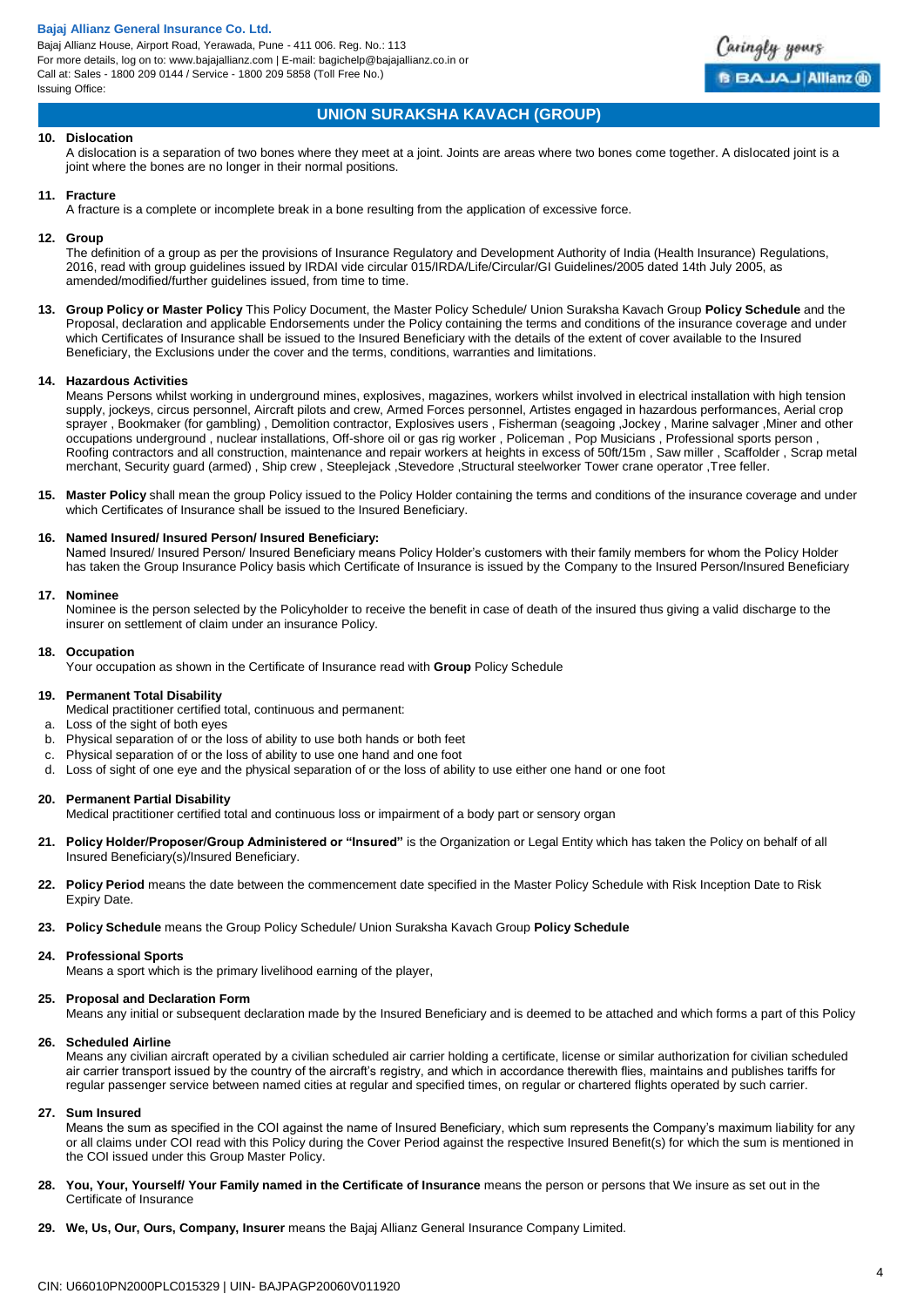## UNION SURAKSHA KAVACH (GROUP)

**10. Dislocation**

A dislocation is a separation of two bones where they meet at a joint. Joints are areas where two bones come together. A dislocated joint is a joint where the bones are no longer in their normal positions.

**11. Fracture**

A fracture is a complete or incomplete break in a bone resulting from the application of excessive force.

**12. Group**

The definition of a group as per the provisions of Insurance Regulatory and Development Authority of India (Health Insurance) Regulations, 2016, read with group guidelines issued by IRDAI vide circular 015/IRDA/Life/Circular/GI Guidelines/2005 dated 14th July 2005, as amended/modified/further guidelines issued, from time to time.

**13. Group Policy or Master Policy** This Policy Document, the Master Policy Schedule/ Union Suraksha Kavach Group **Policy Schedule** and the Proposal, declaration and applicable Endorsements under the Policy containing the terms and conditions of the insurance coverage and under which Certificates of Insurance shall be issued to the Insured Beneficiary with the details of the extent of cover available to the Insured Beneficiary, the Exclusions under the cover and the terms, conditions, warranties and limitations.

**14. Hazardous Activities**

Means Persons whilst working in underground mines, explosives, magazines, workers whilst involved in electrical installation with high tension supply, jockeys, circus personnel, Aircraft pilots and crew, Armed Forces personnel, Artistes engaged in hazardous performances, Aerial crop sprayer , Bookmaker (for gambling) , Demolition contractor, Explosives users , Fisherman (seagoing ,Jockey , Marine salvager ,Miner and other occupations underground , nuclear installations, Off-shore oil or gas rig worker , Policeman , Pop Musicians , Professional sports person , Roofing contractors and all construction, maintenance and repair workers at heights in excess of 50ft/15m , Saw miller , Scaffolder , Scrap metal merchant, Security guard (armed) , Ship crew , Steeplejack ,Stevedore ,Structural steelworker Tower crane operator ,Tree feller.

**15. Master Policy** shall mean the group Policy issued to the Policy Holder containing the terms and conditions of the insurance coverage and under which Certificates of Insurance shall be issued to the Insured Beneficiary.

**16. Named Insured/ Insured Person/ Insured Beneficiary:**

Named Insured/ Insured Person/ Insured Beneficiary means Policy Holder's customers with their family members for whom the Policy Holder has taken the Group Insurance Policy basis which Certificate of Insurance is issued by the Company to the Insured Person/Insured Beneficiary

**17. Nominee**

Nominee is the person selected by the Policyholder to receive the benefit in case of death of the insured thus giving a valid discharge to the insurer on settlement of claim under an insurance Policy.

**18. Occupation**

Your occupation as shown in the Certificate of Insurance read with **Group** Policy Schedule

**19. Permanent Total Disability**

Medical practitioner certified total, continuous and permanent:

a. Loss of the sight of both eyes
b. Physical separation of or the loss of ability to use both hands or both feet
c. Physical separation of or the loss of ability to use one hand and one foot
d. Loss of sight of one eye and the physical separation of or the loss of ability to use either one hand or one foot

**20. Permanent Partial Disability**

Medical practitioner certified total and continuous loss or impairment of a body part or sensory organ

**21. Policy Holder/Proposer/Group Administered or "Insured"** is the Organization or Legal Entity which has taken the Policy on behalf of all Insured Beneficiary(s)/Insured Beneficiary.

**22. Policy Period** means the date between the commencement date specified in the Master Policy Schedule with Risk Inception Date to Risk Expiry Date.

**23. Policy Schedule** means the Group Policy Schedule/ Union Suraksha Kavach Group **Policy Schedule**

**24. Professional Sports**

Means a sport which is the primary livelihood earning of the player,

**25. Proposal and Declaration Form**

Means any initial or subsequent declaration made by the Insured Beneficiary and is deemed to be attached and which forms a part of this Policy

**26. Scheduled Airline**

Means any civilian aircraft operated by a civilian scheduled air carrier holding a certificate, license or similar authorization for civilian scheduled air carrier transport issued by the country of the aircraft's registry, and which in accordance therewith flies, maintains and publishes tariffs for regular passenger service between named cities at regular and specified times, on regular or chartered flights operated by such carrier.

**27. Sum Insured**

Means the sum as specified in the COI against the name of Insured Beneficiary, which sum represents the Company's maximum liability for any or all claims under COI read with this Policy during the Cover Period against the respective Insured Benefit(s) for which the sum is mentioned in the COI issued under this Group Master Policy.

**28. You, Your, Yourself/ Your Family named in the Certificate of Insurance** means the person or persons that We insure as set out in the Certificate of Insurance

**29. We, Us, Our, Ours, Company, Insurer** means the Bajaj Allianz General Insurance Company Limited.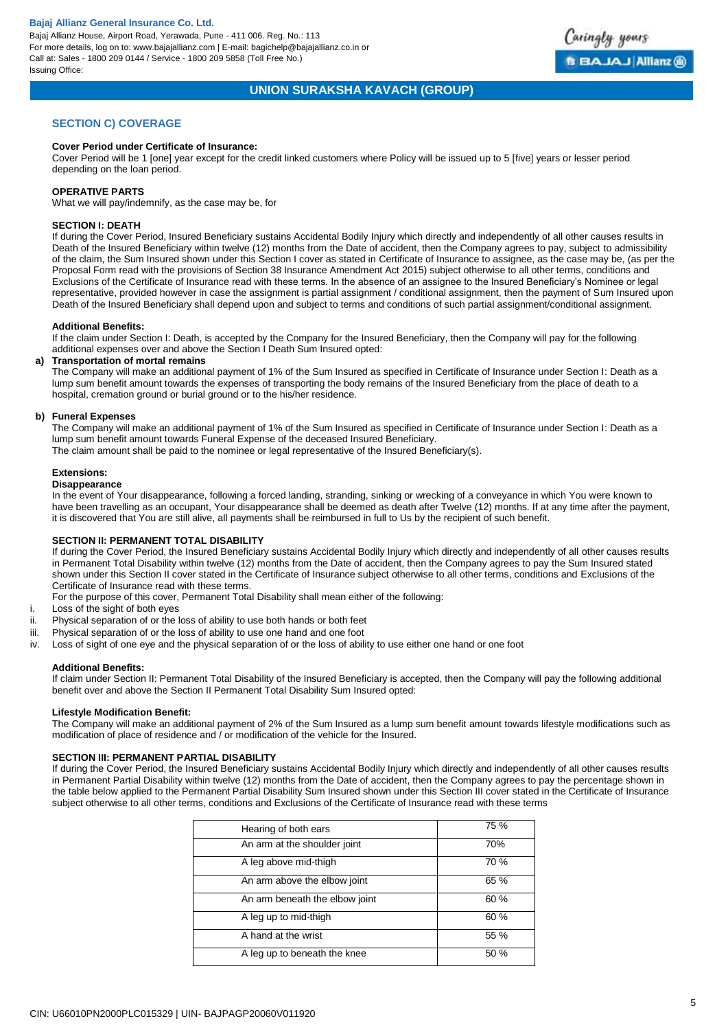## UNION SURAKSHA KAVACH (GROUP)

### SECTION C) COVERAGE

**Cover Period under Certificate of Insurance:**

Cover Period will be 1 [one] year except for the credit linked customers where Policy will be issued up to 5 [five] years or lesser period depending on the loan period.

**OPERATIVE PARTS**

What we will pay/indemnify, as the case may be, for

**SECTION I: DEATH**

If during the Cover Period, Insured Beneficiary sustains Accidental Bodily Injury which directly and independently of all other causes results in Death of the Insured Beneficiary within twelve (12) months from the Date of accident, then the Company agrees to pay, subject to admissibility of the claim, the Sum Insured shown under this Section I cover as stated in Certificate of Insurance to assignee, as the case may be, (as per the Proposal Form read with the provisions of Section 38 Insurance Amendment Act 2015) subject otherwise to all other terms, conditions and Exclusions of the Certificate of Insurance read with these terms. In the absence of an assignee to the Insured Beneficiary's Nominee or legal representative, provided however in case the assignment is partial assignment / conditional assignment, then the payment of Sum Insured upon Death of the Insured Beneficiary shall depend upon and subject to terms and conditions of such partial assignment/conditional assignment.

**Additional Benefits:**

If the claim under Section I: Death, is accepted by the Company for the Insured Beneficiary, then the Company will pay for the following additional expenses over and above the Section I Death Sum Insured opted:

**a) Transportation of mortal remains**

The Company will make an additional payment of 1% of the Sum Insured as specified in Certificate of Insurance under Section I: Death as a lump sum benefit amount towards the expenses of transporting the body remains of the Insured Beneficiary from the place of death to a hospital, cremation ground or burial ground or to the his/her residence.

**b) Funeral Expenses**

The Company will make an additional payment of 1% of the Sum Insured as specified in Certificate of Insurance under Section I: Death as a lump sum benefit amount towards Funeral Expense of the deceased Insured Beneficiary.

The claim amount shall be paid to the nominee or legal representative of the Insured Beneficiary(s).

**Extensions:**

**Disappearance**

In the event of Your disappearance, following a forced landing, stranding, sinking or wrecking of a conveyance in which You were known to have been travelling as an occupant, Your disappearance shall be deemed as death after Twelve (12) months. If at any time after the payment, it is discovered that You are still alive, all payments shall be reimbursed in full to Us by the recipient of such benefit.

**SECTION II: PERMANENT TOTAL DISABILITY**

If during the Cover Period, the Insured Beneficiary sustains Accidental Bodily Injury which directly and independently of all other causes results in Permanent Total Disability within twelve (12) months from the Date of accident, then the Company agrees to pay the Sum Insured stated shown under this Section II cover stated in the Certificate of Insurance subject otherwise to all other terms, conditions and Exclusions of the Certificate of Insurance read with these terms.

For the purpose of this cover, Permanent Total Disability shall mean either of the following:

i. Loss of the sight of both eyes
ii. Physical separation of or the loss of ability to use both hands or both feet
iii. Physical separation of or the loss of ability to use one hand and one foot
iv. Loss of sight of one eye and the physical separation of or the loss of ability to use either one hand or one foot

**Additional Benefits:**

If claim under Section II: Permanent Total Disability of the Insured Beneficiary is accepted, then the Company will pay the following additional benefit over and above the Section II Permanent Total Disability Sum Insured opted:

**Lifestyle Modification Benefit:**

The Company will make an additional payment of 2% of the Sum Insured as a lump sum benefit amount towards lifestyle modifications such as modification of place of residence and / or modification of the vehicle for the Insured.

**SECTION III: PERMANENT PARTIAL DISABILITY**

If during the Cover Period, the Insured Beneficiary sustains Accidental Bodily Injury which directly and independently of all other causes results in Permanent Partial Disability within twelve (12) months from the Date of accident, then the Company agrees to pay the percentage shown in the table below applied to the Permanent Partial Disability Sum Insured shown under this Section III cover stated in the Certificate of Insurance subject otherwise to all other terms, conditions and Exclusions of the Certificate of Insurance read with these terms

| | |
|---|---|
| Hearing of both ears | 75 % |
| An arm at the shoulder joint | 70% |
| A leg above mid-thigh | 70 % |
| An arm above the elbow joint | 65 % |
| An arm beneath the elbow joint | 60 % |
| A leg up to mid-thigh | 60 % |
| A hand at the wrist | 55 % |
| A leg up to beneath the knee | 50 % |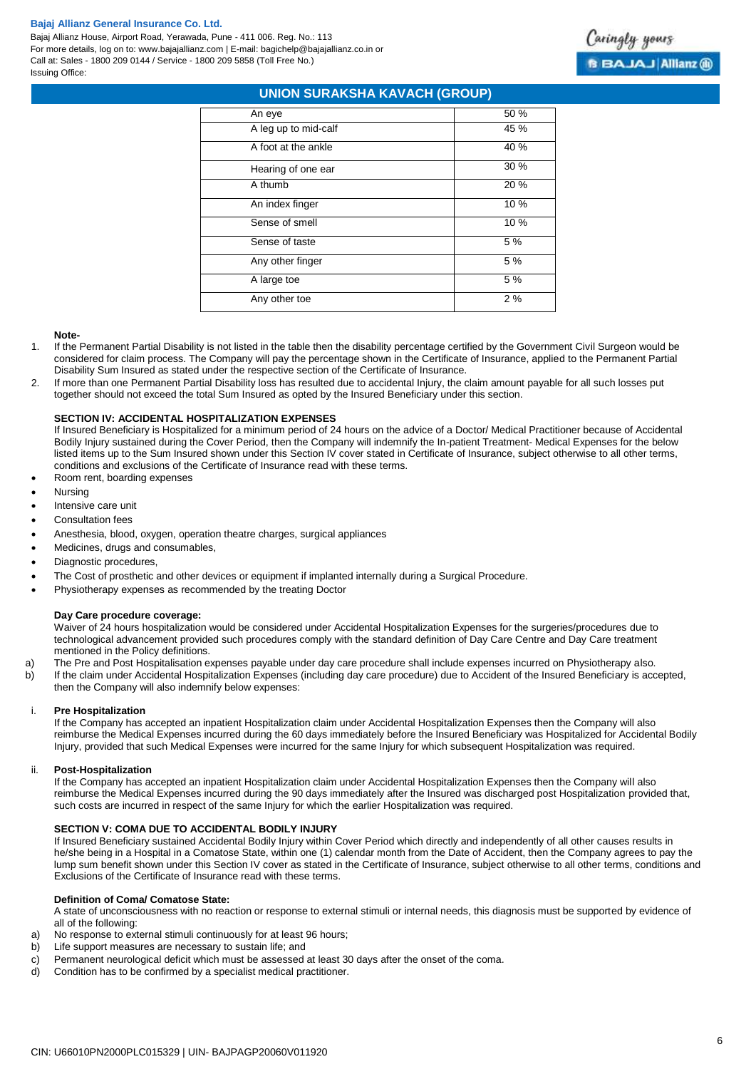| | |
|---|---|
| An eye | 50 % |
| A leg up to mid-calf | 45 % |
| A foot at the ankle | 40 % |
| Hearing of one ear | 30 % |
| A thumb | 20 % |
| An index finger | 10 % |
| Sense of smell | 10 % |
| Sense of taste | 5 % |
| Any other finger | 5 % |
| A large toe | 5 % |
| Any other toe | 2 % |

**Note-**

1. If the Permanent Partial Disability is not listed in the table then the disability percentage certified by the Government Civil Surgeon would be considered for claim process. The Company will pay the percentage shown in the Certificate of Insurance, applied to the Permanent Partial Disability Sum Insured as stated under the respective section of the Certificate of Insurance.
2. If more than one Permanent Partial Disability loss has resulted due to accidental Injury, the claim amount payable for all such losses put together should not exceed the total Sum Insured as opted by the Insured Beneficiary under this section.

**SECTION IV: ACCIDENTAL HOSPITALIZATION EXPENSES**

If Insured Beneficiary is Hospitalized for a minimum period of 24 hours on the advice of a Doctor/ Medical Practitioner because of Accidental Bodily Injury sustained during the Cover Period, then the Company will indemnify the In-patient Treatment- Medical Expenses for the below listed items up to the Sum Insured shown under this Section IV cover stated in Certificate of Insurance, subject otherwise to all other terms, conditions and exclusions of the Certificate of Insurance read with these terms.

- Room rent, boarding expenses
- Nursing
- Intensive care unit
- Consultation fees
- Anesthesia, blood, oxygen, operation theatre charges, surgical appliances
- Medicines, drugs and consumables,
- Diagnostic procedures,
- The Cost of prosthetic and other devices or equipment if implanted internally during a Surgical Procedure.
- Physiotherapy expenses as recommended by the treating Doctor

**Day Care procedure coverage:**

Waiver of 24 hours hospitalization would be considered under Accidental Hospitalization Expenses for the surgeries/procedures due to technological advancement provided such procedures comply with the standard definition of Day Care Centre and Day Care treatment mentioned in the Policy definitions.

a) The Pre and Post Hospitalisation expenses payable under day care procedure shall include expenses incurred on Physiotherapy also.
b) If the claim under Accidental Hospitalization Expenses (including day care procedure) due to Accident of the Insured Beneficiary is accepted, then the Company will also indemnify below expenses:

i. **Pre Hospitalization**

If the Company has accepted an inpatient Hospitalization claim under Accidental Hospitalization Expenses then the Company will also reimburse the Medical Expenses incurred during the 60 days immediately before the Insured Beneficiary was Hospitalized for Accidental Bodily Injury, provided that such Medical Expenses were incurred for the same Injury for which subsequent Hospitalization was required.

ii. **Post-Hospitalization**

If the Company has accepted an inpatient Hospitalization claim under Accidental Hospitalization Expenses then the Company will also reimburse the Medical Expenses incurred during the 90 days immediately after the Insured was discharged post Hospitalization provided that, such costs are incurred in respect of the same Injury for which the earlier Hospitalization was required.

**SECTION V: COMA DUE TO ACCIDENTAL BODILY INJURY**

If Insured Beneficiary sustained Accidental Bodily Injury within Cover Period which directly and independently of all other causes results in he/she being in a Hospital in a Comatose State, within one (1) calendar month from the Date of Accident, then the Company agrees to pay the lump sum benefit shown under this Section IV cover as stated in the Certificate of Insurance, subject otherwise to all other terms, conditions and Exclusions of the Certificate of Insurance read with these terms.

**Definition of Coma/ Comatose State:**

A state of unconsciousness with no reaction or response to external stimuli or internal needs, this diagnosis must be supported by evidence of all of the following:

a) No response to external stimuli continuously for at least 96 hours;
b) Life support measures are necessary to sustain life; and
c) Permanent neurological deficit which must be assessed at least 30 days after the onset of the coma.
d) Condition has to be confirmed by a specialist medical practitioner.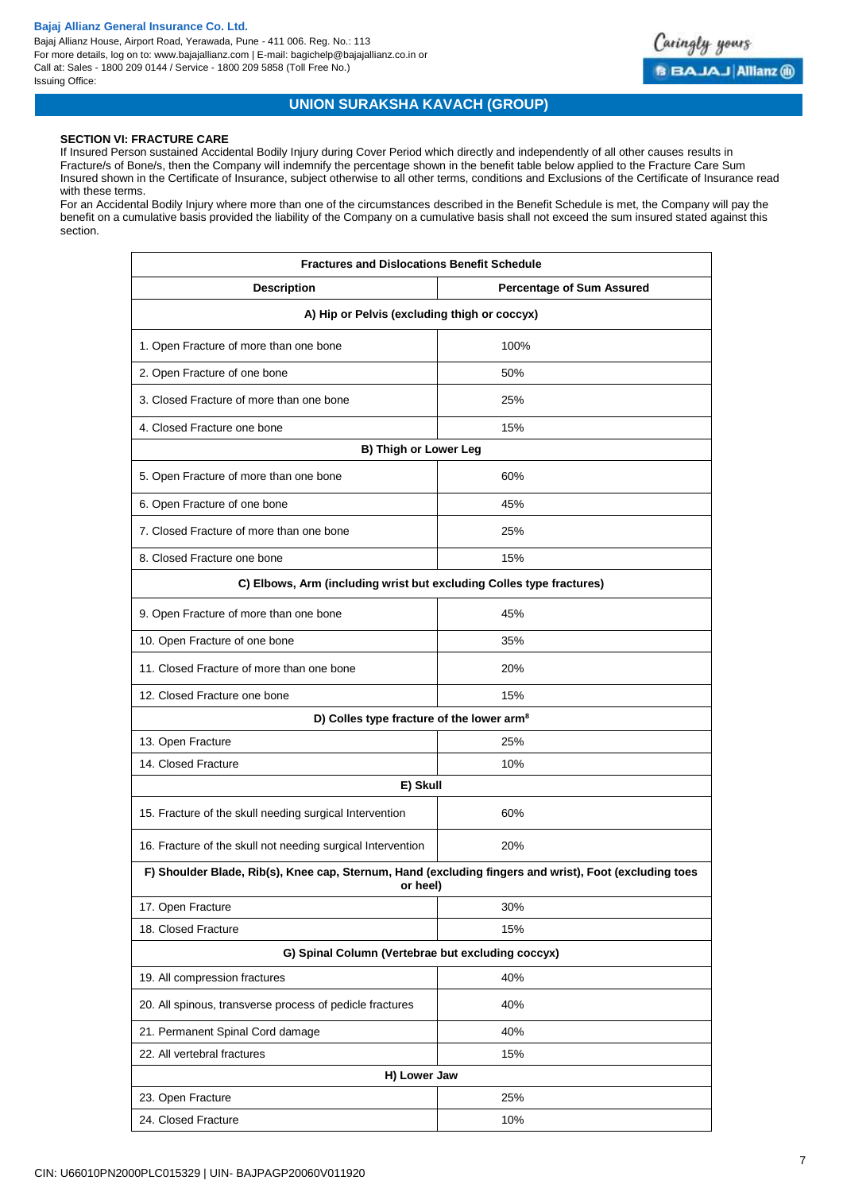**SECTION VI: FRACTURE CARE**

If Insured Person sustained Accidental Bodily Injury during Cover Period which directly and independently of all other causes results in Fracture/s of Bone/s, then the Company will indemnify the percentage shown in the benefit table below applied to the Fracture Care Sum Insured shown in the Certificate of Insurance, subject otherwise to all other terms, conditions and Exclusions of the Certificate of Insurance read with these terms.

For an Accidental Bodily Injury where more than one of the circumstances described in the Benefit Schedule is met, the Company will pay the benefit on a cumulative basis provided the liability of the Company on a cumulative basis shall not exceed the sum insured stated against this section.

| Fractures and Dislocations Benefit Schedule | |
|---|---|
| **Description** | **Percentage of Sum Assured** |
| **A) Hip or Pelvis (excluding thigh or coccyx)** | |
| 1. Open Fracture of more than one bone | 100% |
| 2. Open Fracture of one bone | 50% |
| 3. Closed Fracture of more than one bone | 25% |
| 4. Closed Fracture one bone | 15% |
| **B) Thigh or Lower Leg** | |
| 5. Open Fracture of more than one bone | 60% |
| 6. Open Fracture of one bone | 45% |
| 7. Closed Fracture of more than one bone | 25% |
| 8. Closed Fracture one bone | 15% |
| **C) Elbows, Arm (including wrist but excluding Colles type fractures)** | |
| 9. Open Fracture of more than one bone | 45% |
| 10. Open Fracture of one bone | 35% |
| 11. Closed Fracture of more than one bone | 20% |
| 12. Closed Fracture one bone | 15% |
| **D) Colles type fracture of the lower arm[8]** | |
| 13. Open Fracture | 25% |
| 14. Closed Fracture | 10% |
| **E) Skull** | |
| 15. Fracture of the skull needing surgical Intervention | 60% |
| 16. Fracture of the skull not needing surgical Intervention | 20% |
| **F) Shoulder Blade, Rib(s), Knee cap, Sternum, Hand (excluding fingers and wrist), Foot (excluding toes or heel)** | |
| 17. Open Fracture | 30% |
| 18. Closed Fracture | 15% |
| **G) Spinal Column (Vertebrae but excluding coccyx)** | |
| 19. All compression fractures | 40% |
| 20. All spinous, transverse process of pedicle fractures | 40% |
| 21. Permanent Spinal Cord damage | 40% |
| 22. All vertebral fractures | 15% |
| **H) Lower Jaw** | |
| 23. Open Fracture | 25% |
| 24. Closed Fracture | 10% |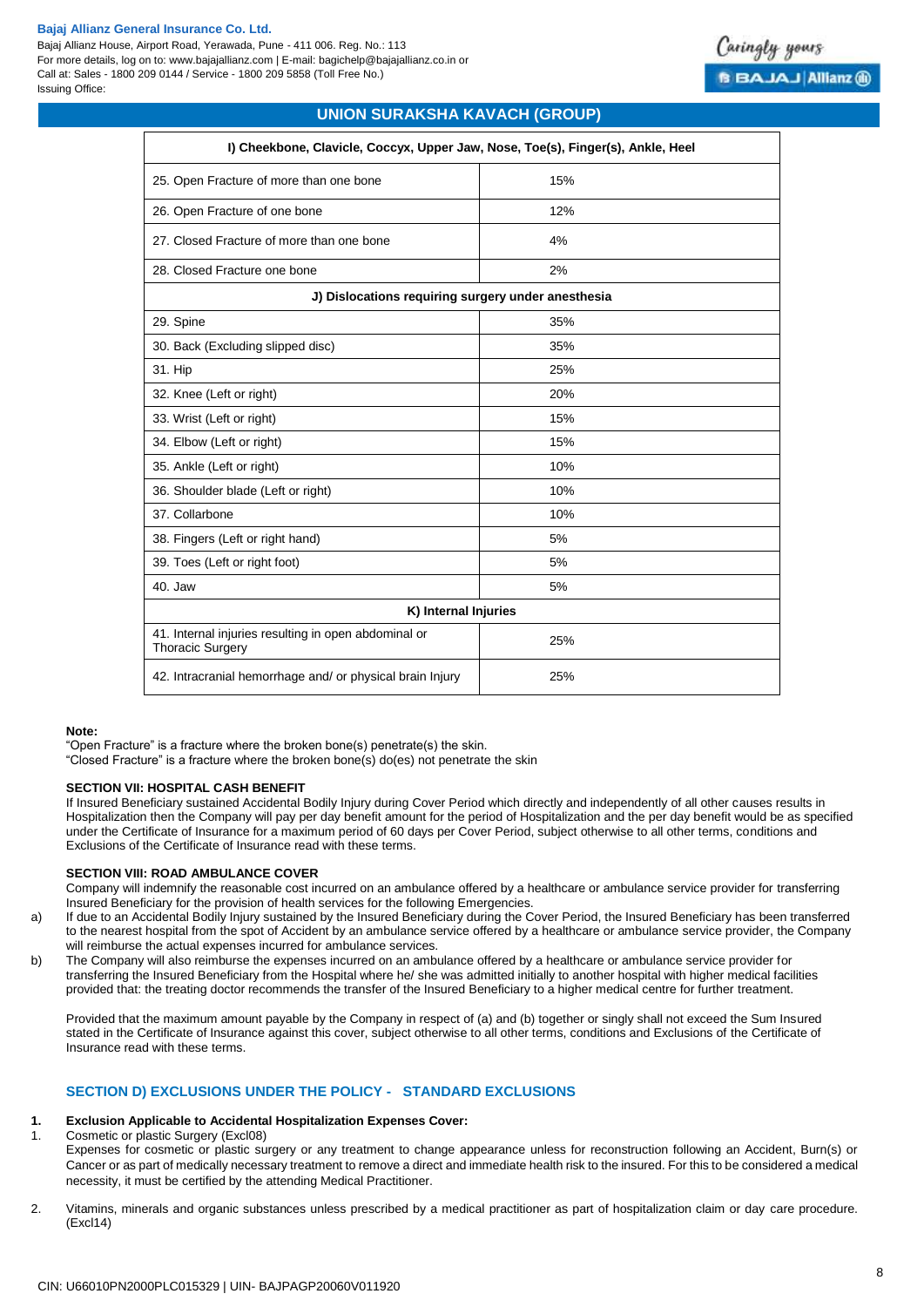## UNION SURAKSHA KAVACH (GROUP)

| I) Cheekbone, Clavicle, Coccyx, Upper Jaw, Nose, Toe(s), Finger(s), Ankle, Heel | |
|---|---|
| 25. Open Fracture of more than one bone | 15% |
| 26. Open Fracture of one bone | 12% |
| 27. Closed Fracture of more than one bone | 4% |
| 28. Closed Fracture one bone | 2% |
| **J) Dislocations requiring surgery under anesthesia** | |
| 29. Spine | 35% |
| 30. Back (Excluding slipped disc) | 35% |
| 31. Hip | 25% |
| 32. Knee (Left or right) | 20% |
| 33. Wrist (Left or right) | 15% |
| 34. Elbow (Left or right) | 15% |
| 35. Ankle (Left or right) | 10% |
| 36. Shoulder blade (Left or right) | 10% |
| 37. Collarbone | 10% |
| 38. Fingers (Left or right hand) | 5% |
| 39. Toes (Left or right foot) | 5% |
| 40. Jaw | 5% |
| **K) Internal Injuries** | |
| 41. Internal injuries resulting in open abdominal or Thoracic Surgery | 25% |
| 42. Intracranial hemorrhage and/ or physical brain Injury | 25% |

**Note:**
"Open Fracture" is a fracture where the broken bone(s) penetrate(s) the skin.
"Closed Fracture" is a fracture where the broken bone(s) do(es) not penetrate the skin

**SECTION VII: HOSPITAL CASH BENEFIT**

If Insured Beneficiary sustained Accidental Bodily Injury during Cover Period which directly and independently of all other causes results in Hospitalization then the Company will pay per day benefit amount for the period of Hospitalization and the per day benefit would be as specified under the Certificate of Insurance for a maximum period of 60 days per Cover Period, subject otherwise to all other terms, conditions and Exclusions of the Certificate of Insurance read with these terms.

**SECTION VIII: ROAD AMBULANCE COVER**

Company will indemnify the reasonable cost incurred on an ambulance offered by a healthcare or ambulance service provider for transferring Insured Beneficiary for the provision of health services for the following Emergencies.

a) If due to an Accidental Bodily Injury sustained by the Insured Beneficiary during the Cover Period, the Insured Beneficiary has been transferred to the nearest hospital from the spot of Accident by an ambulance service offered by a healthcare or ambulance service provider, the Company will reimburse the actual expenses incurred for ambulance services.

b) The Company will also reimburse the expenses incurred on an ambulance offered by a healthcare or ambulance service provider for transferring the Insured Beneficiary from the Hospital where he/ she was admitted initially to another hospital with higher medical facilities provided that: the treating doctor recommends the transfer of the Insured Beneficiary to a higher medical centre for further treatment.

Provided that the maximum amount payable by the Company in respect of (a) and (b) together or singly shall not exceed the Sum Insured stated in the Certificate of Insurance against this cover, subject otherwise to all other terms, conditions and Exclusions of the Certificate of Insurance read with these terms.

## SECTION D) EXCLUSIONS UNDER THE POLICY - STANDARD EXCLUSIONS

**1. Exclusion Applicable to Accidental Hospitalization Expenses Cover:**

1. Cosmetic or plastic Surgery (Excl08)
   Expenses for cosmetic or plastic surgery or any treatment to change appearance unless for reconstruction following an Accident, Burn(s) or Cancer or as part of medically necessary treatment to remove a direct and immediate health risk to the insured. For this to be considered a medical necessity, it must be certified by the attending Medical Practitioner.

2. Vitamins, minerals and organic substances unless prescribed by a medical practitioner as part of hospitalization claim or day care procedure. (Excl14)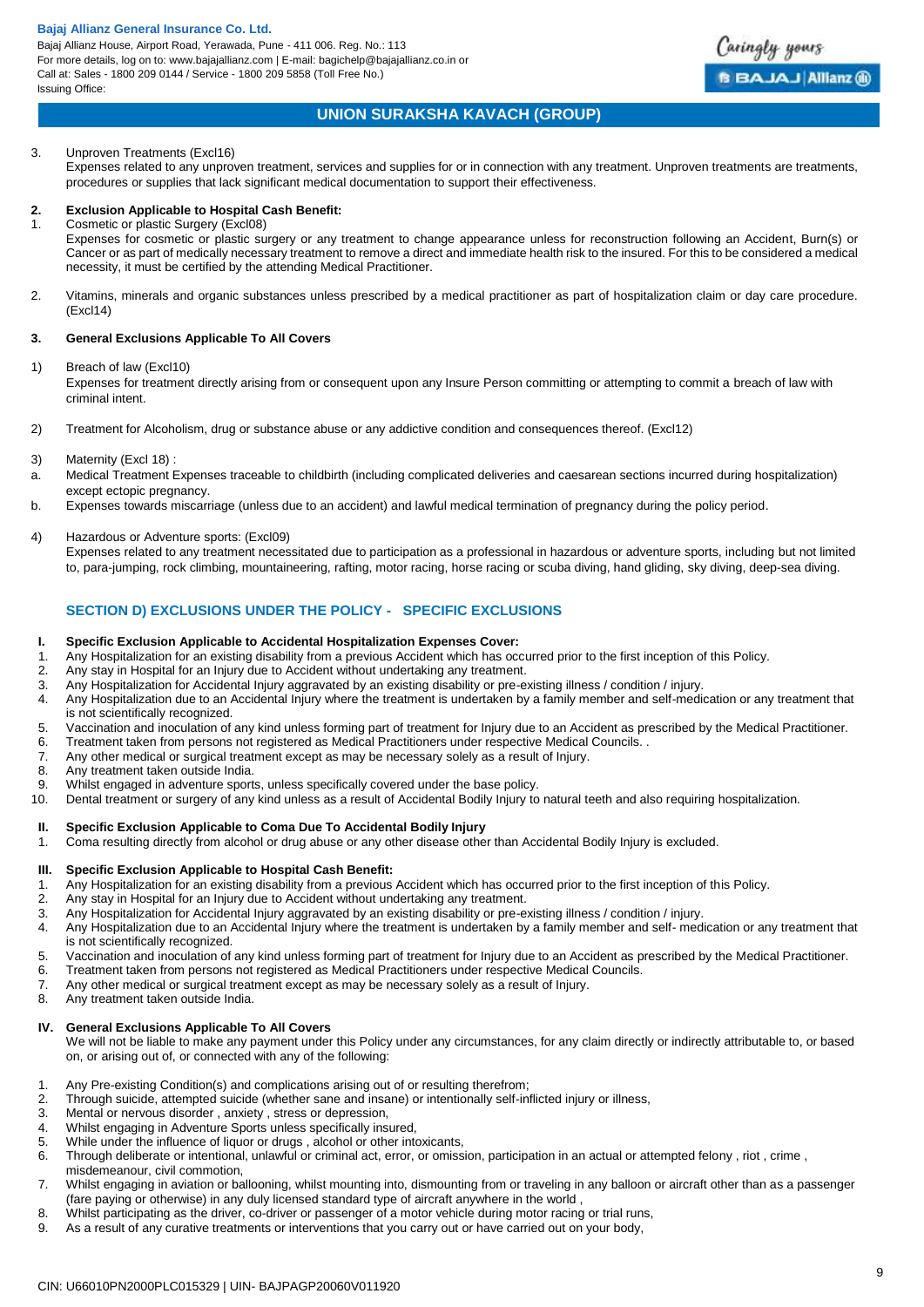3. Unproven Treatments (Excl16)
   Expenses related to any unproven treatment, services and supplies for or in connection with any treatment. Unproven treatments are treatments, procedures or supplies that lack significant medical documentation to support their effectiveness.

**2. Exclusion Applicable to Hospital Cash Benefit:**

1. Cosmetic or plastic Surgery (Excl08)
   Expenses for cosmetic or plastic surgery or any treatment to change appearance unless for reconstruction following an Accident, Burn(s) or Cancer or as part of medically necessary treatment to remove a direct and immediate health risk to the insured. For this to be considered a medical necessity, it must be certified by the attending Medical Practitioner.

2. Vitamins, minerals and organic substances unless prescribed by a medical practitioner as part of hospitalization claim or day care procedure. (Excl14)

**3. General Exclusions Applicable To All Covers**

1) Breach of law (Excl10)
   Expenses for treatment directly arising from or consequent upon any Insure Person committing or attempting to commit a breach of law with criminal intent.

2) Treatment for Alcoholism, drug or substance abuse or any addictive condition and consequences thereof. (Excl12)

3) Maternity (Excl 18) :
   a. Medical Treatment Expenses traceable to childbirth (including complicated deliveries and caesarean sections incurred during hospitalization) except ectopic pregnancy.
   b. Expenses towards miscarriage (unless due to an accident) and lawful medical termination of pregnancy during the policy period.

4) Hazardous or Adventure sports: (Excl09)
   Expenses related to any treatment necessitated due to participation as a professional in hazardous or adventure sports, including but not limited to, para-jumping, rock climbing, mountaineering, rafting, motor racing, horse racing or scuba diving, hand gliding, sky diving, deep-sea diving.

## SECTION D) EXCLUSIONS UNDER THE POLICY - SPECIFIC EXCLUSIONS

**I. Specific Exclusion Applicable to Accidental Hospitalization Expenses Cover:**

1. Any Hospitalization for an existing disability from a previous Accident which has occurred prior to the first inception of this Policy.
2. Any stay in Hospital for an Injury due to Accident without undertaking any treatment.
3. Any Hospitalization for Accidental Injury aggravated by an existing disability or pre-existing illness / condition / injury.
4. Any Hospitalization due to an Accidental Injury where the treatment is undertaken by a family member and self-medication or any treatment that is not scientifically recognized.
5. Vaccination and inoculation of any kind unless forming part of treatment for Injury due to an Accident as prescribed by the Medical Practitioner.
6. Treatment taken from persons not registered as Medical Practitioners under respective Medical Councils. .
7. Any other medical or surgical treatment except as may be necessary solely as a result of Injury.
8. Any treatment taken outside India.
9. Whilst engaged in adventure sports, unless specifically covered under the base policy.
10. Dental treatment or surgery of any kind unless as a result of Accidental Bodily Injury to natural teeth and also requiring hospitalization.

**II. Specific Exclusion Applicable to Coma Due To Accidental Bodily Injury**

1. Coma resulting directly from alcohol or drug abuse or any other disease other than Accidental Bodily Injury is excluded.

**III. Specific Exclusion Applicable to Hospital Cash Benefit:**

1. Any Hospitalization for an existing disability from a previous Accident which has occurred prior to the first inception of this Policy.
2. Any stay in Hospital for an Injury due to Accident without undertaking any treatment.
3. Any Hospitalization for Accidental Injury aggravated by an existing disability or pre-existing illness / condition / injury.
4. Any Hospitalization due to an Accidental Injury where the treatment is undertaken by a family member and self- medication or any treatment that is not scientifically recognized.
5. Vaccination and inoculation of any kind unless forming part of treatment for Injury due to an Accident as prescribed by the Medical Practitioner.
6. Treatment taken from persons not registered as Medical Practitioners under respective Medical Councils.
7. Any other medical or surgical treatment except as may be necessary solely as a result of Injury.
8. Any treatment taken outside India.

**IV. General Exclusions Applicable To All Covers**

We will not be liable to make any payment under this Policy under any circumstances, for any claim directly or indirectly attributable to, or based on, or arising out of, or connected with any of the following:

1. Any Pre-existing Condition(s) and complications arising out of or resulting therefrom;
2. Through suicide, attempted suicide (whether sane and insane) or intentionally self-inflicted injury or illness,
3. Mental or nervous disorder , anxiety , stress or depression,
4. Whilst engaging in Adventure Sports unless specifically insured,
5. While under the influence of liquor or drugs , alcohol or other intoxicants,
6. Through deliberate or intentional, unlawful or criminal act, error, or omission, participation in an actual or attempted felony , riot , crime , misdemeanour, civil commotion,
7. Whilst engaging in aviation or ballooning, whilst mounting into, dismounting from or traveling in any balloon or aircraft other than as a passenger (fare paying or otherwise) in any duly licensed standard type of aircraft anywhere in the world ,
8. Whilst participating as the driver, co-driver or passenger of a motor vehicle during motor racing or trial runs,
9. As a result of any curative treatments or interventions that you carry out or have carried out on your body,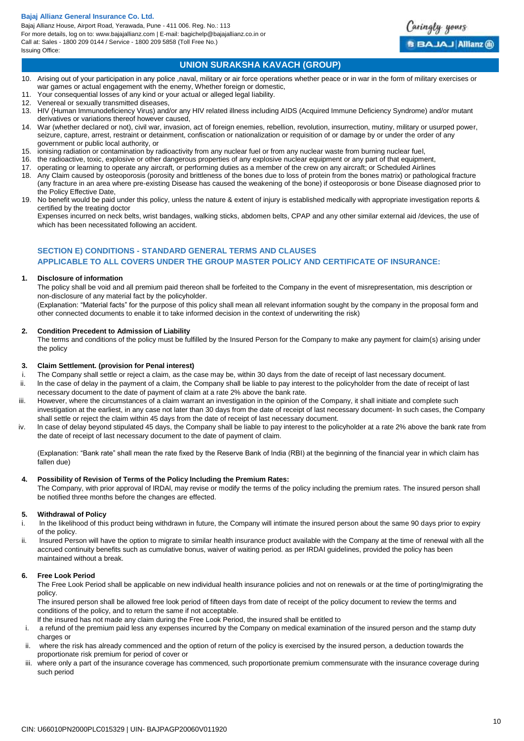## UNION SURAKSHA KAVACH (GROUP)

10. Arising out of your participation in any police ,naval, military or air force operations whether peace or in war in the form of military exercises or war games or actual engagement with the enemy, Whether foreign or domestic,
11. Your consequential losses of any kind or your actual or alleged legal liability.
12. Venereal or sexually transmitted diseases,
13. HIV (Human Immunodeficiency Virus) and/or any HIV related illness including AIDS (Acquired Immune Deficiency Syndrome) and/or mutant derivatives or variations thereof however caused,
14. War (whether declared or not), civil war, invasion, act of foreign enemies, rebellion, revolution, insurrection, mutiny, military or usurped power, seizure, capture, arrest, restraint or detainment, confiscation or nationalization or requisition of or damage by or under the order of any government or public local authority, or
15. ionising radiation or contamination by radioactivity from any nuclear fuel or from any nuclear waste from burning nuclear fuel,
16. the radioactive, toxic, explosive or other dangerous properties of any explosive nuclear equipment or any part of that equipment,
17. operating or learning to operate any aircraft, or performing duties as a member of the crew on any aircraft; or Scheduled Airlines
18. Any Claim caused by osteoporosis (porosity and brittleness of the bones due to loss of protein from the bones matrix) or pathological fracture (any fracture in an area where pre-existing Disease has caused the weakening of the bone) if osteoporosis or bone Disease diagnosed prior to the Policy Effective Date,
19. No benefit would be paid under this policy, unless the nature & extent of injury is established medically with appropriate investigation reports & certified by the treating doctor

    Expenses incurred on neck belts, wrist bandages, walking sticks, abdomen belts, CPAP and any other similar external aid /devices, the use of which has been necessitated following an accident.

### SECTION E) CONDITIONS - STANDARD GENERAL TERMS AND CLAUSES APPLICABLE TO ALL COVERS UNDER THE GROUP MASTER POLICY AND CERTIFICATE OF INSURANCE:

**1. Disclosure of information**

The policy shall be void and all premium paid thereon shall be forfeited to the Company in the event of misrepresentation, mis description or non-disclosure of any material fact by the policyholder.

(Explanation: "Material facts" for the purpose of this policy shall mean all relevant information sought by the company in the proposal form and other connected documents to enable it to take informed decision in the context of underwriting the risk)

**2. Condition Precedent to Admission of Liability**

The terms and conditions of the policy must be fulfilled by the Insured Person for the Company to make any payment for claim(s) arising under the policy

**3. Claim Settlement. (provision for Penal interest)**

i. The Company shall settle or reject a claim, as the case may be, within 30 days from the date of receipt of last necessary document.

ii. In the case of delay in the payment of a claim, the Company shall be liable to pay interest to the policyholder from the date of receipt of last necessary document to the date of payment of claim at a rate 2% above the bank rate.

iii. However, where the circumstances of a claim warrant an investigation in the opinion of the Company, it shall initiate and complete such investigation at the earliest, in any case not later than 30 days from the date of receipt of last necessary document- In such cases, the Company shall settle or reject the claim within 45 days from the date of receipt of last necessary document.

iv. In case of delay beyond stipulated 45 days, the Company shall be liable to pay interest to the policyholder at a rate 2% above the bank rate from the date of receipt of last necessary document to the date of payment of claim.

(Explanation: "Bank rate" shall mean the rate fixed by the Reserve Bank of India (RBI) at the beginning of the financial year in which claim has fallen due)

**4. Possibility of Revision of Terms of the Policy Including the Premium Rates:**

The Company, with prior approval of IRDAI, may revise or modify the terms of the policy including the premium rates. The insured person shall be notified three months before the changes are effected.

**5. Withdrawal of Policy**

i. In the likelihood of this product being withdrawn in future, the Company will intimate the insured person about the same 90 days prior to expiry of the policy.

ii. Insured Person will have the option to migrate to similar health insurance product available with the Company at the time of renewal with all the accrued continuity benefits such as cumulative bonus, waiver of waiting period. as per IRDAI guidelines, provided the policy has been maintained without a break.

**6. Free Look Period**

The Free Look Period shall be applicable on new individual health insurance policies and not on renewals or at the time of porting/migrating the policy.

The insured person shall be allowed free look period of fifteen days from date of receipt of the policy document to review the terms and conditions of the policy, and to return the same if not acceptable.

If the insured has not made any claim during the Free Look Period, the insured shall be entitled to

i. a refund of the premium paid less any expenses incurred by the Company on medical examination of the insured person and the stamp duty charges or

ii. where the risk has already commenced and the option of return of the policy is exercised by the insured person, a deduction towards the proportionate risk premium for period of cover or

iii. where only a part of the insurance coverage has commenced, such proportionate premium commensurate with the insurance coverage during such period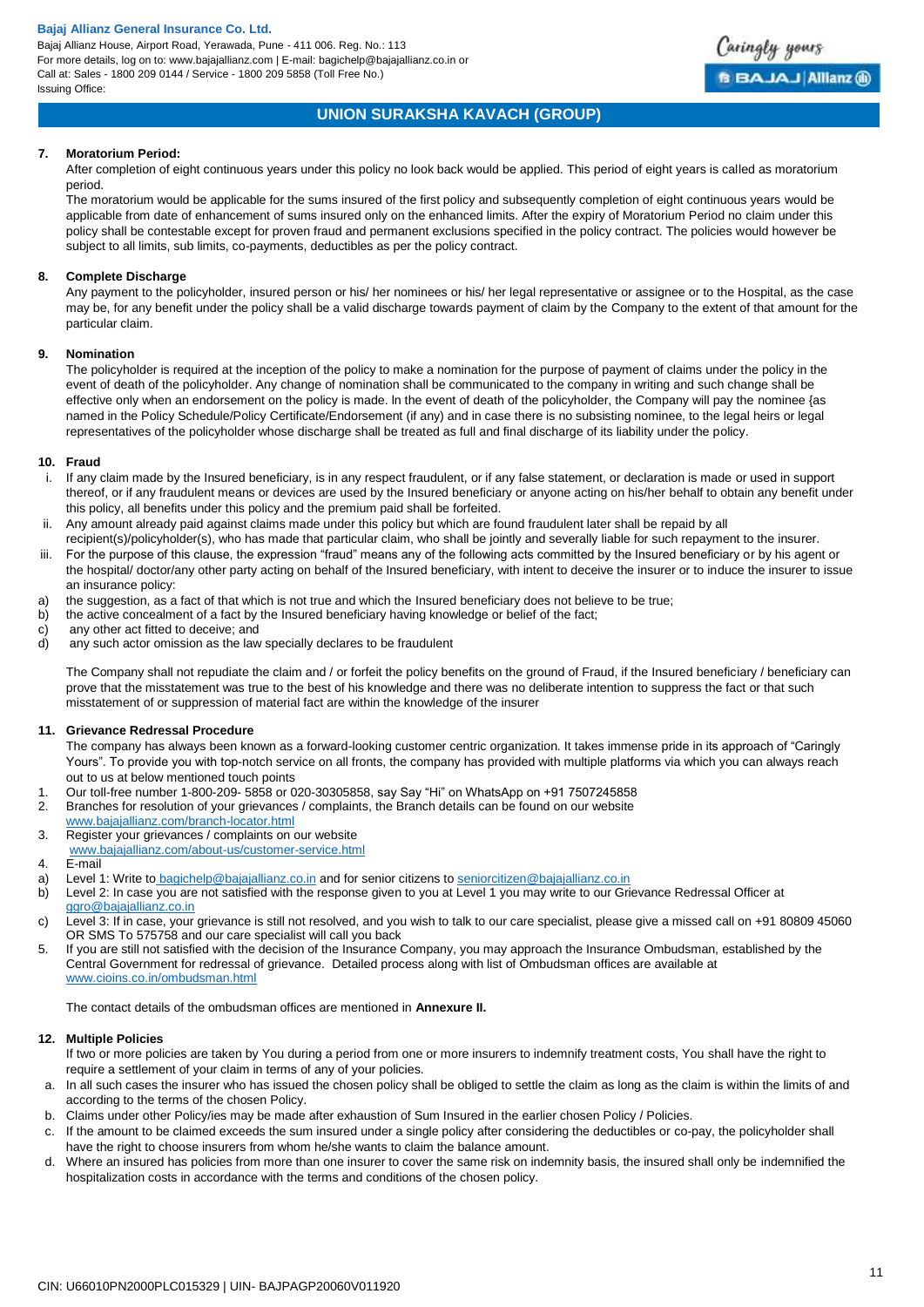## UNION SURAKSHA KAVACH (GROUP)

**7. Moratorium Period:**

After completion of eight continuous years under this policy no look back would be applied. This period of eight years is called as moratorium period.

The moratorium would be applicable for the sums insured of the first policy and subsequently completion of eight continuous years would be applicable from date of enhancement of sums insured only on the enhanced limits. After the expiry of Moratorium Period no claim under this policy shall be contestable except for proven fraud and permanent exclusions specified in the policy contract. The policies would however be subject to all limits, sub limits, co-payments, deductibles as per the policy contract.

**8. Complete Discharge**

Any payment to the policyholder, insured person or his/ her nominees or his/ her legal representative or assignee or to the Hospital, as the case may be, for any benefit under the policy shall be a valid discharge towards payment of claim by the Company to the extent of that amount for the particular claim.

**9. Nomination**

The policyholder is required at the inception of the policy to make a nomination for the purpose of payment of claims under the policy in the event of death of the policyholder. Any change of nomination shall be communicated to the company in writing and such change shall be effective only when an endorsement on the policy is made. In the event of death of the policyholder, the Company will pay the nominee {as named in the Policy Schedule/Policy Certificate/Endorsement (if any) and in case there is no subsisting nominee, to the legal heirs or legal representatives of the policyholder whose discharge shall be treated as full and final discharge of its liability under the policy.

**10. Fraud**

i. If any claim made by the Insured beneficiary, is in any respect fraudulent, or if any false statement, or declaration is made or used in support thereof, or if any fraudulent means or devices are used by the Insured beneficiary or anyone acting on his/her behalf to obtain any benefit under this policy, all benefits under this policy and the premium paid shall be forfeited.

ii. Any amount already paid against claims made under this policy but which are found fraudulent later shall be repaid by all recipient(s)/policyholder(s), who has made that particular claim, who shall be jointly and severally liable for such repayment to the insurer.

iii. For the purpose of this clause, the expression "fraud" means any of the following acts committed by the Insured beneficiary or by his agent or the hospital/ doctor/any other party acting on behalf of the Insured beneficiary, with intent to deceive the insurer or to induce the insurer to issue an insurance policy:

a) the suggestion, as a fact of that which is not true and which the Insured beneficiary does not believe to be true;
b) the active concealment of a fact by the Insured beneficiary having knowledge or belief of the fact;
c) any other act fitted to deceive; and
d) any such actor omission as the law specially declares to be fraudulent

The Company shall not repudiate the claim and / or forfeit the policy benefits on the ground of Fraud, if the Insured beneficiary / beneficiary can prove that the misstatement was true to the best of his knowledge and there was no deliberate intention to suppress the fact or that such misstatement of or suppression of material fact are within the knowledge of the insurer

**11. Grievance Redressal Procedure**

The company has always been known as a forward-looking customer centric organization. It takes immense pride in its approach of "Caringly Yours". To provide you with top-notch service on all fronts, the company has provided with multiple platforms via which you can always reach out to us at below mentioned touch points

1. Our toll-free number 1-800-209- 5858 or 020-30305858, say Say "Hi" on WhatsApp on +91 7507245858
2. Branches for resolution of your grievances / complaints, the Branch details can be found on our website www.bajajallianz.com/branch-locator.html
3. Register your grievances / complaints on our website www.bajajallianz.com/about-us/customer-service.html
4. E-mail
   a) Level 1: Write to bagichelp@bajajallianz.co.in and for senior citizens to seniorcitizen@bajajallianz.co.in
   b) Level 2: In case you are not satisfied with the response given to you at Level 1 you may write to our Grievance Redressal Officer at ggro@bajajallianz.co.in
   c) Level 3: If in case, your grievance is still not resolved, and you wish to talk to our care specialist, please give a missed call on +91 80809 45060 OR SMS To 575758 and our care specialist will call you back
5. If you are still not satisfied with the decision of the Insurance Company, you may approach the Insurance Ombudsman, established by the Central Government for redressal of grievance. Detailed process along with list of Ombudsman offices are available at www.cioins.co.in/ombudsman.html

The contact details of the ombudsman offices are mentioned in **Annexure II.**

**12. Multiple Policies**

If two or more policies are taken by You during a period from one or more insurers to indemnify treatment costs, You shall have the right to require a settlement of your claim in terms of any of your policies.

a. In all such cases the insurer who has issued the chosen policy shall be obliged to settle the claim as long as the claim is within the limits of and according to the terms of the chosen Policy.
b. Claims under other Policy/ies may be made after exhaustion of Sum Insured in the earlier chosen Policy / Policies.
c. If the amount to be claimed exceeds the sum insured under a single policy after considering the deductibles or co-pay, the policyholder shall have the right to choose insurers from whom he/she wants to claim the balance amount.
d. Where an insured has policies from more than one insurer to cover the same risk on indemnity basis, the insured shall only be indemnified the hospitalization costs in accordance with the terms and conditions of the chosen policy.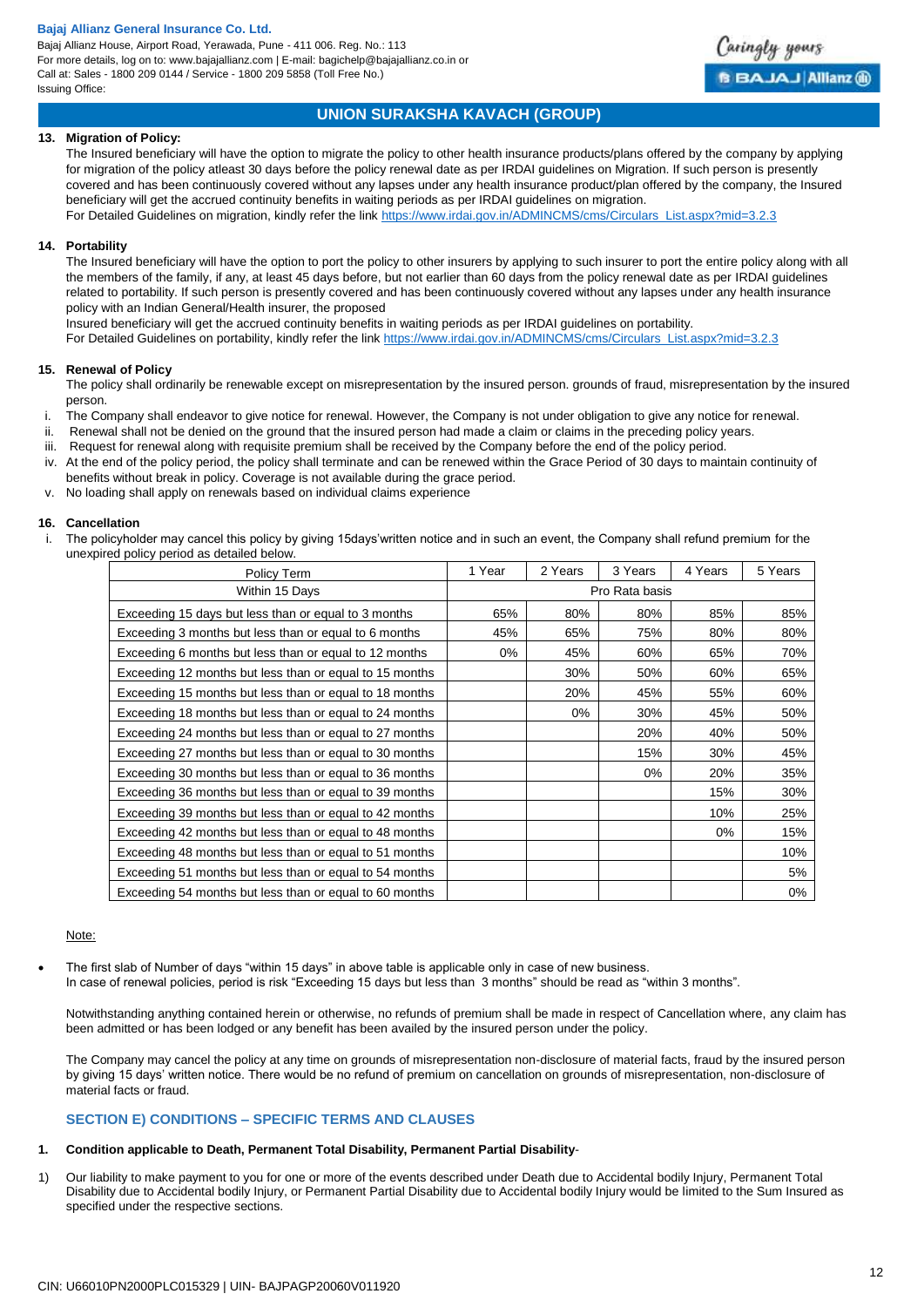## UNION SURAKSHA KAVACH (GROUP)

**13. Migration of Policy:**

The Insured beneficiary will have the option to migrate the policy to other health insurance products/plans offered by the company by applying for migration of the policy atleast 30 days before the policy renewal date as per IRDAI guidelines on Migration. If such person is presently covered and has been continuously covered without any lapses under any health insurance product/plan offered by the company, the Insured beneficiary will get the accrued continuity benefits in waiting periods as per IRDAI guidelines on migration.

For Detailed Guidelines on migration, kindly refer the link https://www.irdai.gov.in/ADMINCMS/cms/Circulars_List.aspx?mid=3.2.3

**14. Portability**

The Insured beneficiary will have the option to port the policy to other insurers by applying to such insurer to port the entire policy along with all the members of the family, if any, at least 45 days before, but not earlier than 60 days from the policy renewal date as per IRDAI guidelines related to portability. If such person is presently covered and has been continuously covered without any lapses under any health insurance policy with an Indian General/Health insurer, the proposed

Insured beneficiary will get the accrued continuity benefits in waiting periods as per IRDAI guidelines on portability.

For Detailed Guidelines on portability, kindly refer the link https://www.irdai.gov.in/ADMINCMS/cms/Circulars_List.aspx?mid=3.2.3

**15. Renewal of Policy**

The policy shall ordinarily be renewable except on misrepresentation by the insured person. grounds of fraud, misrepresentation by the insured person.

i. The Company shall endeavor to give notice for renewal. However, the Company is not under obligation to give any notice for renewal.
ii. Renewal shall not be denied on the ground that the insured person had made a claim or claims in the preceding policy years.
iii. Request for renewal along with requisite premium shall be received by the Company before the end of the policy period.
iv. At the end of the policy period, the policy shall terminate and can be renewed within the Grace Period of 30 days to maintain continuity of benefits without break in policy. Coverage is not available during the grace period.
v. No loading shall apply on renewals based on individual claims experience

**16. Cancellation**

i. The policyholder may cancel this policy by giving 15days'written notice and in such an event, the Company shall refund premium for the unexpired policy period as detailed below.

| Policy Term | 1 Year | 2 Years | 3 Years | 4 Years | 5 Years |
|---|---|---|---|---|---|
| Within 15 Days | Pro Rata basis | | | | |
| Exceeding 15 days but less than or equal to 3 months | 65% | 80% | 80% | 85% | 85% |
| Exceeding 3 months but less than or equal to 6 months | 45% | 65% | 75% | 80% | 80% |
| Exceeding 6 months but less than or equal to 12 months | 0% | 45% | 60% | 65% | 70% |
| Exceeding 12 months but less than or equal to 15 months | | 30% | 50% | 60% | 65% |
| Exceeding 15 months but less than or equal to 18 months | | 20% | 45% | 55% | 60% |
| Exceeding 18 months but less than or equal to 24 months | | 0% | 30% | 45% | 50% |
| Exceeding 24 months but less than or equal to 27 months | | | 20% | 40% | 50% |
| Exceeding 27 months but less than or equal to 30 months | | | 15% | 30% | 45% |
| Exceeding 30 months but less than or equal to 36 months | | | 0% | 20% | 35% |
| Exceeding 36 months but less than or equal to 39 months | | | | 15% | 30% |
| Exceeding 39 months but less than or equal to 42 months | | | | 10% | 25% |
| Exceeding 42 months but less than or equal to 48 months | | | | 0% | 15% |
| Exceeding 48 months but less than or equal to 51 months | | | | | 10% |
| Exceeding 51 months but less than or equal to 54 months | | | | | 5% |
| Exceeding 54 months but less than or equal to 60 months | | | | | 0% |

Note:

- The first slab of Number of days "within 15 days" in above table is applicable only in case of new business.
  In case of renewal policies, period is risk "Exceeding 15 days but less than 3 months" should be read as "within 3 months".

Notwithstanding anything contained herein or otherwise, no refunds of premium shall be made in respect of Cancellation where, any claim has been admitted or has been lodged or any benefit has been availed by the insured person under the policy.

The Company may cancel the policy at any time on grounds of misrepresentation non-disclosure of material facts, fraud by the insured person by giving 15 days' written notice. There would be no refund of premium on cancellation on grounds of misrepresentation, non-disclosure of material facts or fraud.

### SECTION E) CONDITIONS – SPECIFIC TERMS AND CLAUSES

**1. Condition applicable to Death, Permanent Total Disability, Permanent Partial Disability**-

1) Our liability to make payment to you for one or more of the events described under Death due to Accidental bodily Injury, Permanent Total Disability due to Accidental bodily Injury, or Permanent Partial Disability due to Accidental bodily Injury would be limited to the Sum Insured as specified under the respective sections.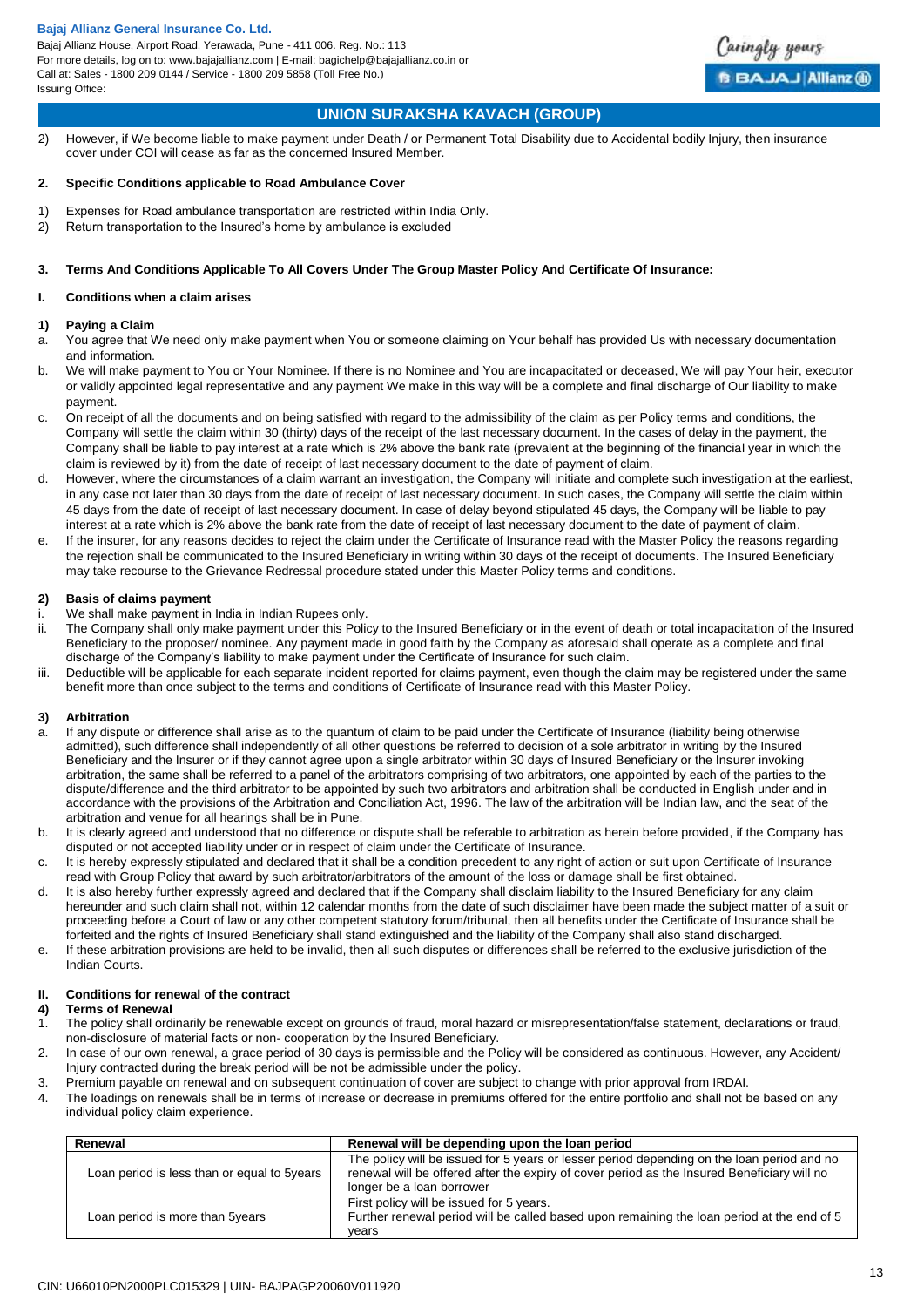## UNION SURAKSHA KAVACH (GROUP)

2) However, if We become liable to make payment under Death / or Permanent Total Disability due to Accidental bodily Injury, then insurance cover under COI will cease as far as the concerned Insured Member.

### 2. Specific Conditions applicable to Road Ambulance Cover

1) Expenses for Road ambulance transportation are restricted within India Only.
2) Return transportation to the Insured's home by ambulance is excluded

### 3. Terms And Conditions Applicable To All Covers Under The Group Master Policy And Certificate Of Insurance:

#### I. Conditions when a claim arises

**1) Paying a Claim**

a. You agree that We need only make payment when You or someone claiming on Your behalf has provided Us with necessary documentation and information.
b. We will make payment to You or Your Nominee. If there is no Nominee and You are incapacitated or deceased, We will pay Your heir, executor or validly appointed legal representative and any payment We make in this way will be a complete and final discharge of Our liability to make payment.
c. On receipt of all the documents and on being satisfied with regard to the admissibility of the claim as per Policy terms and conditions, the Company will settle the claim within 30 (thirty) days of the receipt of the last necessary document. In the cases of delay in the payment, the Company shall be liable to pay interest at a rate which is 2% above the bank rate (prevalent at the beginning of the financial year in which the claim is reviewed by it) from the date of receipt of last necessary document to the date of payment of claim.
d. However, where the circumstances of a claim warrant an investigation, the Company will initiate and complete such investigation at the earliest, in any case not later than 30 days from the date of receipt of last necessary document. In such cases, the Company will settle the claim within 45 days from the date of receipt of last necessary document. In case of delay beyond stipulated 45 days, the Company will be liable to pay interest at a rate which is 2% above the bank rate from the date of receipt of last necessary document to the date of payment of claim.
e. If the insurer, for any reasons decides to reject the claim under the Certificate of Insurance read with the Master Policy the reasons regarding the rejection shall be communicated to the Insured Beneficiary in writing within 30 days of the receipt of documents. The Insured Beneficiary may take recourse to the Grievance Redressal procedure stated under this Master Policy terms and conditions.

**2) Basis of claims payment**

i. We shall make payment in India in Indian Rupees only.
ii. The Company shall only make payment under this Policy to the Insured Beneficiary or in the event of death or total incapacitation of the Insured Beneficiary to the proposer/ nominee. Any payment made in good faith by the Company as aforesaid shall operate as a complete and final discharge of the Company's liability to make payment under the Certificate of Insurance for such claim.
iii. Deductible will be applicable for each separate incident reported for claims payment, even though the claim may be registered under the same benefit more than once subject to the terms and conditions of Certificate of Insurance read with this Master Policy.

**3) Arbitration**

a. If any dispute or difference shall arise as to the quantum of claim to be paid under the Certificate of Insurance (liability being otherwise admitted), such difference shall independently of all other questions be referred to decision of a sole arbitrator in writing by the Insured Beneficiary and the Insurer or if they cannot agree upon a single arbitrator within 30 days of Insured Beneficiary or the Insurer invoking arbitration, the same shall be referred to a panel of the arbitrators comprising of two arbitrators, one appointed by each of the parties to the dispute/difference and the third arbitrator to be appointed by such two arbitrators and arbitration shall be conducted in English under and in accordance with the provisions of the Arbitration and Conciliation Act, 1996. The law of the arbitration will be Indian law, and the seat of the arbitration and venue for all hearings shall be in Pune.
b. It is clearly agreed and understood that no difference or dispute shall be referable to arbitration as herein before provided, if the Company has disputed or not accepted liability under or in respect of claim under the Certificate of Insurance.
c. It is hereby expressly stipulated and declared that it shall be a condition precedent to any right of action or suit upon Certificate of Insurance read with Group Policy that award by such arbitrator/arbitrators of the amount of the loss or damage shall be first obtained.
d. It is also hereby further expressly agreed and declared that if the Company shall disclaim liability to the Insured Beneficiary for any claim hereunder and such claim shall not, within 12 calendar months from the date of such disclaimer have been made the subject matter of a suit or proceeding before a Court of law or any other competent statutory forum/tribunal, then all benefits under the Certificate of Insurance shall be forfeited and the rights of Insured Beneficiary shall stand extinguished and the liability of the Company shall also stand discharged.
e. If these arbitration provisions are held to be invalid, then all such disputes or differences shall be referred to the exclusive jurisdiction of the Indian Courts.

#### II. Conditions for renewal of the contract

**4) Terms of Renewal**

1. The policy shall ordinarily be renewable except on grounds of fraud, moral hazard or misrepresentation/false statement, declarations or fraud, non-disclosure of material facts or non- cooperation by the Insured Beneficiary.
2. In case of our own renewal, a grace period of 30 days is permissible and the Policy will be considered as continuous. However, any Accident/ Injury contracted during the break period will be not admissible under the policy.
3. Premium payable on renewal and on subsequent continuation of cover are subject to change with prior approval from IRDAI.
4. The loadings on renewals shall be in terms of increase or decrease in premiums offered for the entire portfolio and shall not be based on any individual policy claim experience.

| Renewal | Renewal will be depending upon the loan period |
|---|---|
| Loan period is less than or equal to 5years | The policy will be issued for 5 years or lesser period depending on the loan period and no renewal will be offered after the expiry of cover period as the Insured Beneficiary will no longer be a loan borrower |
| Loan period is more than 5years | First policy will be issued for 5 years. Further renewal period will be called based upon remaining the loan period at the end of 5 years |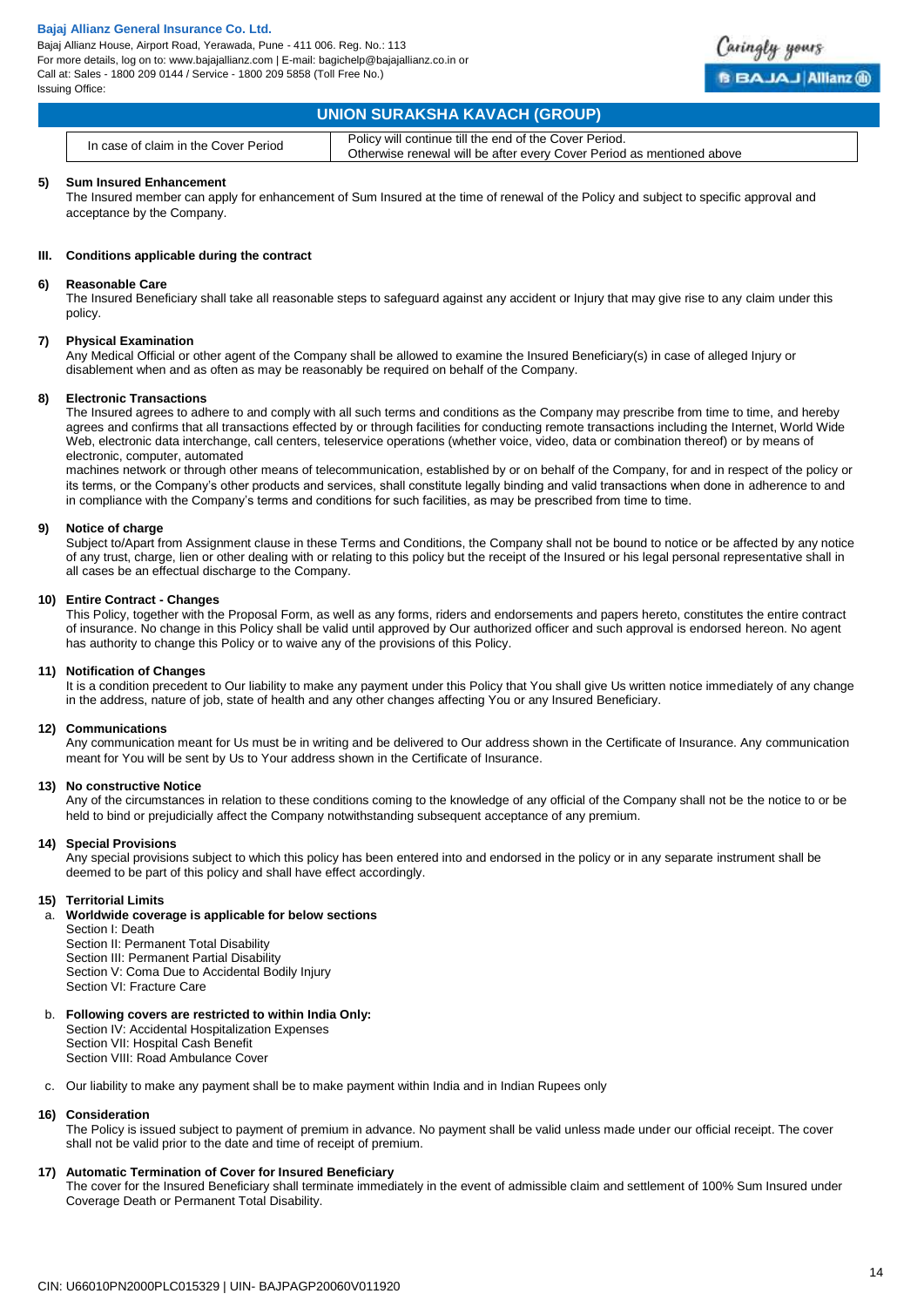## UNION SURAKSHA KAVACH (GROUP)

| | |
|---|---|
| In case of claim in the Cover Period | Policy will continue till the end of the Cover Period. Otherwise renewal will be after every Cover Period as mentioned above |

**5) Sum Insured Enhancement**

The Insured member can apply for enhancement of Sum Insured at the time of renewal of the Policy and subject to specific approval and acceptance by the Company.

### III. Conditions applicable during the contract

**6) Reasonable Care**

The Insured Beneficiary shall take all reasonable steps to safeguard against any accident or Injury that may give rise to any claim under this policy.

**7) Physical Examination**

Any Medical Official or other agent of the Company shall be allowed to examine the Insured Beneficiary(s) in case of alleged Injury or disablement when and as often as may be reasonably be required on behalf of the Company.

**8) Electronic Transactions**

The Insured agrees to adhere to and comply with all such terms and conditions as the Company may prescribe from time to time, and hereby agrees and confirms that all transactions effected by or through facilities for conducting remote transactions including the Internet, World Wide Web, electronic data interchange, call centers, teleservice operations (whether voice, video, data or combination thereof) or by means of electronic, computer, automated

machines network or through other means of telecommunication, established by or on behalf of the Company, for and in respect of the policy or its terms, or the Company's other products and services, shall constitute legally binding and valid transactions when done in adherence to and in compliance with the Company's terms and conditions for such facilities, as may be prescribed from time to time.

**9) Notice of charge**

Subject to/Apart from Assignment clause in these Terms and Conditions, the Company shall not be bound to notice or be affected by any notice of any trust, charge, lien or other dealing with or relating to this policy but the receipt of the Insured or his legal personal representative shall in all cases be an effectual discharge to the Company.

**10) Entire Contract - Changes**

This Policy, together with the Proposal Form, as well as any forms, riders and endorsements and papers hereto, constitutes the entire contract of insurance. No change in this Policy shall be valid until approved by Our authorized officer and such approval is endorsed hereon. No agent has authority to change this Policy or to waive any of the provisions of this Policy.

**11) Notification of Changes**

It is a condition precedent to Our liability to make any payment under this Policy that You shall give Us written notice immediately of any change in the address, nature of job, state of health and any other changes affecting You or any Insured Beneficiary.

**12) Communications**

Any communication meant for Us must be in writing and be delivered to Our address shown in the Certificate of Insurance. Any communication meant for You will be sent by Us to Your address shown in the Certificate of Insurance.

**13) No constructive Notice**

Any of the circumstances in relation to these conditions coming to the knowledge of any official of the Company shall not be the notice to or be held to bind or prejudicially affect the Company notwithstanding subsequent acceptance of any premium.

**14) Special Provisions**

Any special provisions subject to which this policy has been entered into and endorsed in the policy or in any separate instrument shall be deemed to be part of this policy and shall have effect accordingly.

**15) Territorial Limits**

a. **Worldwide coverage is applicable for below sections**
   Section I: Death
   Section II: Permanent Total Disability
   Section III: Permanent Partial Disability
   Section V: Coma Due to Accidental Bodily Injury
   Section VI: Fracture Care

b. **Following covers are restricted to within India Only:**
   Section IV: Accidental Hospitalization Expenses
   Section VII: Hospital Cash Benefit
   Section VIII: Road Ambulance Cover

c. Our liability to make any payment shall be to make payment within India and in Indian Rupees only

**16) Consideration**

The Policy is issued subject to payment of premium in advance. No payment shall be valid unless made under our official receipt. The cover shall not be valid prior to the date and time of receipt of premium.

**17) Automatic Termination of Cover for Insured Beneficiary**

The cover for the Insured Beneficiary shall terminate immediately in the event of admissible claim and settlement of 100% Sum Insured under Coverage Death or Permanent Total Disability.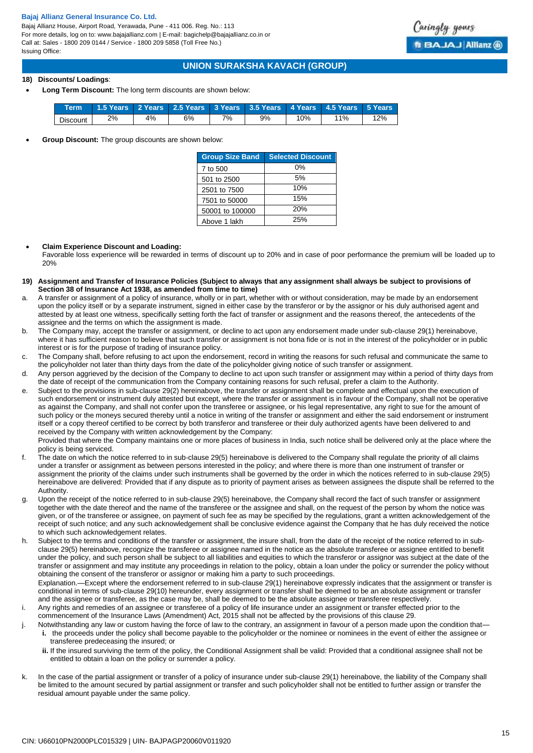## UNION SURAKSHA KAVACH (GROUP)

**18) Discounts/ Loadings**:

- **Long Term Discount:** The long term discounts are shown below:

| Term | 1.5 Years | 2 Years | 2.5 Years | 3 Years | 3.5 Years | 4 Years | 4.5 Years | 5 Years |
|---|---|---|---|---|---|---|---|---|
| Discount | 2% | 4% | 6% | 7% | 9% | 10% | 11% | 12% |

- **Group Discount:** The group discounts are shown below:

| Group Size Band | Selected Discount |
|---|---|
| 7 to 500 | 0% |
| 501 to 2500 | 5% |
| 2501 to 7500 | 10% |
| 7501 to 50000 | 15% |
| 50001 to 100000 | 20% |
| Above 1 lakh | 25% |

- **Claim Experience Discount and Loading:**
  Favorable loss experience will be rewarded in terms of discount up to 20% and in case of poor performance the premium will be loaded up to 20%

**19) Assignment and Transfer of Insurance Policies (Subject to always that any assignment shall always be subject to provisions of Section 38 of Insurance Act 1938, as amended from time to time)**

a. A transfer or assignment of a policy of insurance, wholly or in part, whether with or without consideration, may be made by an endorsement upon the policy itself or by a separate instrument, signed in either case by the transferor or by the assignor or his duly authorised agent and attested by at least one witness, specifically setting forth the fact of transfer or assignment and the reasons thereof, the antecedents of the assignee and the terms on which the assignment is made.

b. The Company may, accept the transfer or assignment, or decline to act upon any endorsement made under sub-clause 29(1) hereinabove, where it has sufficient reason to believe that such transfer or assignment is not bona fide or is not in the interest of the policyholder or in public interest or is for the purpose of trading of insurance policy.

c. The Company shall, before refusing to act upon the endorsement, record in writing the reasons for such refusal and communicate the same to the policyholder not later than thirty days from the date of the policyholder giving notice of such transfer or assignment.

d. Any person aggrieved by the decision of the Company to decline to act upon such transfer or assignment may within a period of thirty days from the date of receipt of the communication from the Company containing reasons for such refusal, prefer a claim to the Authority.

e. Subject to the provisions in sub-clause 29(2) hereinabove, the transfer or assignment shall be complete and effectual upon the execution of such endorsement or instrument duly attested but except, where the transfer or assignment is in favour of the Company, shall not be operative as against the Company, and shall not confer upon the transferee or assignee, or his legal representative, any right to sue for the amount of such policy or the moneys secured thereby until a notice in writing of the transfer or assignment and either the said endorsement or instrument itself or a copy thereof certified to be correct by both transferor and transferee or their duly authorized agents have been delivered to and received by the Company with written acknowledgement by the Company:
   Provided that where the Company maintains one or more places of business in India, such notice shall be delivered only at the place where the policy is being serviced.

f. The date on which the notice referred to in sub-clause 29(5) hereinabove is delivered to the Company shall regulate the priority of all claims under a transfer or assignment as between persons interested in the policy; and where there is more than one instrument of transfer or assignment the priority of the claims under such instruments shall be governed by the order in which the notices referred to in sub-clause 29(5) hereinabove are delivered: Provided that if any dispute as to priority of payment arises as between assignees the dispute shall be referred to the Authority.

g. Upon the receipt of the notice referred to in sub-clause 29(5) hereinabove, the Company shall record the fact of such transfer or assignment together with the date thereof and the name of the transferee or the assignee and shall, on the request of the person by whom the notice was given, or of the transferee or assignee, on payment of such fee as may be specified by the regulations, grant a written acknowledgement of the receipt of such notice; and any such acknowledgement shall be conclusive evidence against the Company that he has duly received the notice to which such acknowledgement relates.

h. Subject to the terms and conditions of the transfer or assignment, the insure shall, from the date of the receipt of the notice referred to in sub-clause 29(5) hereinabove, recognize the transferee or assignee named in the notice as the absolute transferee or assignee entitled to benefit under the policy, and such person shall be subject to all liabilities and equities to which the transferor or assignor was subject at the date of the transfer or assignment and may institute any proceedings in relation to the policy, obtain a loan under the policy or surrender the policy without obtaining the consent of the transferor or assignor or making him a party to such proceedings.
   Explanation.—Except where the endorsement referred to in sub-clause 29(1) hereinabove expressly indicates that the assignment or transfer is conditional in terms of sub-clause 29(10) hereunder, every assignment or transfer shall be deemed to be an absolute assignment or transfer and the assignee or transferee, as the case may be, shall be deemed to be the absolute assignee or transferee respectively.

i. Any rights and remedies of an assignee or transferee of a policy of life insurance under an assignment or transfer effected prior to the commencement of the Insurance Laws (Amendment) Act, 2015 shall not be affected by the provisions of this clause 29.

j. Notwithstanding any law or custom having the force of law to the contrary, an assignment in favour of a person made upon the condition that—
   **i.** the proceeds under the policy shall become payable to the policyholder or the nominee or nominees in the event of either the assignee or transferee predeceasing the insured; or
   **ii.** If the insured surviving the term of the policy, the Conditional Assignment shall be valid: Provided that a conditional assignee shall not be entitled to obtain a loan on the policy or surrender a policy.

k. In the case of the partial assignment or transfer of a policy of insurance under sub-clause 29(1) hereinabove, the liability of the Company shall be limited to the amount secured by partial assignment or transfer and such policyholder shall not be entitled to further assign or transfer the residual amount payable under the same policy.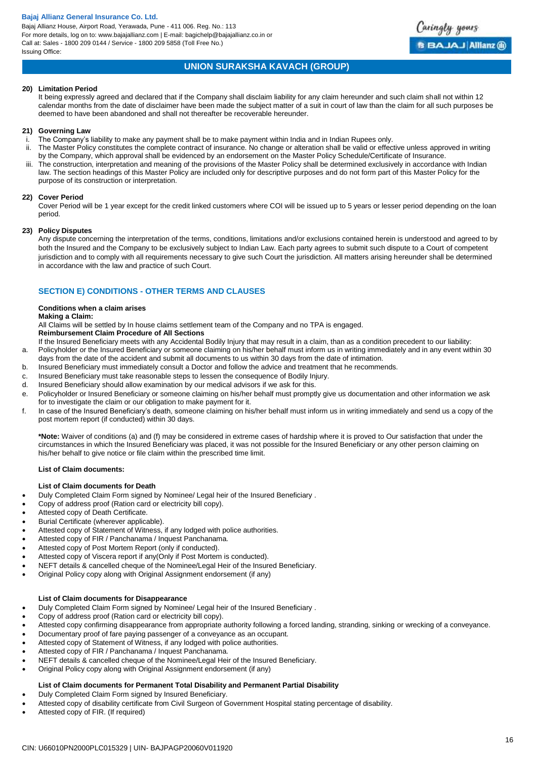## UNION SURAKSHA KAVACH (GROUP)

**20) Limitation Period**

It being expressly agreed and declared that if the Company shall disclaim liability for any claim hereunder and such claim shall not within 12 calendar months from the date of disclaimer have been made the subject matter of a suit in court of law than the claim for all such purposes be deemed to have been abandoned and shall not thereafter be recoverable hereunder.

**21) Governing Law**

i. The Company's liability to make any payment shall be to make payment within India and in Indian Rupees only.
ii. The Master Policy constitutes the complete contract of insurance. No change or alteration shall be valid or effective unless approved in writing by the Company, which approval shall be evidenced by an endorsement on the Master Policy Schedule/Certificate of Insurance.
iii. The construction, interpretation and meaning of the provisions of the Master Policy shall be determined exclusively in accordance with Indian law. The section headings of this Master Policy are included only for descriptive purposes and do not form part of this Master Policy for the purpose of its construction or interpretation.

**22) Cover Period**

Cover Period will be 1 year except for the credit linked customers where COI will be issued up to 5 years or lesser period depending on the loan period.

**23) Policy Disputes**

Any dispute concerning the interpretation of the terms, conditions, limitations and/or exclusions contained herein is understood and agreed to by both the Insured and the Company to be exclusively subject to Indian Law. Each party agrees to submit such dispute to a Court of competent jurisdiction and to comply with all requirements necessary to give such Court the jurisdiction. All matters arising hereunder shall be determined in accordance with the law and practice of such Court.

## SECTION E) CONDITIONS - OTHER TERMS AND CLAUSES

**Conditions when a claim arises**

**Making a Claim:**

All Claims will be settled by In house claims settlement team of the Company and no TPA is engaged.

**Reimbursement Claim Procedure of All Sections**

If the Insured Beneficiary meets with any Accidental Bodily Injury that may result in a claim, than as a condition precedent to our liability:

a. Policyholder or the Insured Beneficiary or someone claiming on his/her behalf must inform us in writing immediately and in any event within 30 days from the date of the accident and submit all documents to us within 30 days from the date of intimation.
b. Insured Beneficiary must immediately consult a Doctor and follow the advice and treatment that he recommends.
c. Insured Beneficiary must take reasonable steps to lessen the consequence of Bodily Injury.
d. Insured Beneficiary should allow examination by our medical advisors if we ask for this.
e. Policyholder or Insured Beneficiary or someone claiming on his/her behalf must promptly give us documentation and other information we ask for to investigate the claim or our obligation to make payment for it.
f. In case of the Insured Beneficiary's death, someone claiming on his/her behalf must inform us in writing immediately and send us a copy of the post mortem report (if conducted) within 30 days.

***Note:** Waiver of conditions (a) and (f) may be considered in extreme cases of hardship where it is proved to Our satisfaction that under the circumstances in which the Insured Beneficiary was placed, it was not possible for the Insured Beneficiary or any other person claiming on his/her behalf to give notice or file claim within the prescribed time limit.

**List of Claim documents:**

**List of Claim documents for Death**

- Duly Completed Claim Form signed by Nominee/ Legal heir of the Insured Beneficiary .
- Copy of address proof (Ration card or electricity bill copy).
- Attested copy of Death Certificate.
- Burial Certificate (wherever applicable).
- Attested copy of Statement of Witness, if any lodged with police authorities.
- Attested copy of FIR / Panchanama / Inquest Panchanama.
- Attested copy of Post Mortem Report (only if conducted).
- Attested copy of Viscera report if any(Only if Post Mortem is conducted).
- NEFT details & cancelled cheque of the Nominee/Legal Heir of the Insured Beneficiary.
- Original Policy copy along with Original Assignment endorsement (if any)

**List of Claim documents for Disappearance**

- Duly Completed Claim Form signed by Nominee/ Legal heir of the Insured Beneficiary .
- Copy of address proof (Ration card or electricity bill copy).
- Attested copy confirming disappearance from appropriate authority following a forced landing, stranding, sinking or wrecking of a conveyance.
- Documentary proof of fare paying passenger of a conveyance as an occupant.
- Attested copy of Statement of Witness, if any lodged with police authorities.
- Attested copy of FIR / Panchanama / Inquest Panchanama.
- NEFT details & cancelled cheque of the Nominee/Legal Heir of the Insured Beneficiary.
- Original Policy copy along with Original Assignment endorsement (if any)

**List of Claim documents for Permanent Total Disability and Permanent Partial Disability**

- Duly Completed Claim Form signed by Insured Beneficiary.
- Attested copy of disability certificate from Civil Surgeon of Government Hospital stating percentage of disability.
- Attested copy of FIR. (If required)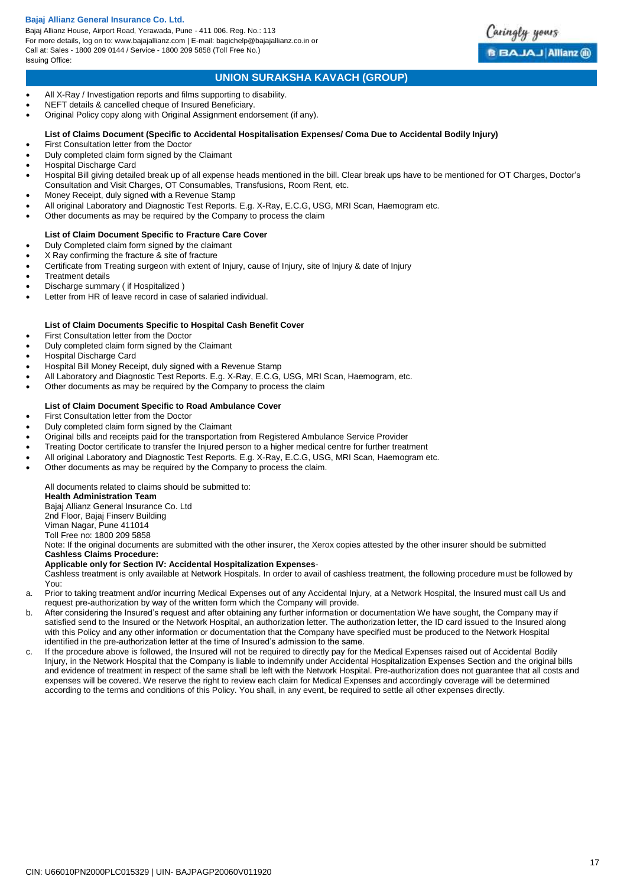- All X-Ray / Investigation reports and films supporting to disability.
- NEFT details & cancelled cheque of Insured Beneficiary.
- Original Policy copy along with Original Assignment endorsement (if any).

**List of Claims Document (Specific to Accidental Hospitalisation Expenses/ Coma Due to Accidental Bodily Injury)**

- First Consultation letter from the Doctor
- Duly completed claim form signed by the Claimant
- Hospital Discharge Card
- Hospital Bill giving detailed break up of all expense heads mentioned in the bill. Clear break ups have to be mentioned for OT Charges, Doctor's Consultation and Visit Charges, OT Consumables, Transfusions, Room Rent, etc.
- Money Receipt, duly signed with a Revenue Stamp
- All original Laboratory and Diagnostic Test Reports. E.g. X-Ray, E.C.G, USG, MRI Scan, Haemogram etc.
- Other documents as may be required by the Company to process the claim

**List of Claim Document Specific to Fracture Care Cover**

- Duly Completed claim form signed by the claimant
- X Ray confirming the fracture & site of fracture
- Certificate from Treating surgeon with extent of Injury, cause of Injury, site of Injury & date of Injury
- Treatment details
- Discharge summary ( if Hospitalized )
- Letter from HR of leave record in case of salaried individual.

**List of Claim Documents Specific to Hospital Cash Benefit Cover**

- First Consultation letter from the Doctor
- Duly completed claim form signed by the Claimant
- Hospital Discharge Card
- Hospital Bill Money Receipt, duly signed with a Revenue Stamp
- All Laboratory and Diagnostic Test Reports. E.g. X-Ray, E.C.G, USG, MRI Scan, Haemogram, etc.
- Other documents as may be required by the Company to process the claim

**List of Claim Document Specific to Road Ambulance Cover**

- First Consultation letter from the Doctor
- Duly completed claim form signed by the Claimant
- Original bills and receipts paid for the transportation from Registered Ambulance Service Provider
- Treating Doctor certificate to transfer the Injured person to a higher medical centre for further treatment
- All original Laboratory and Diagnostic Test Reports. E.g. X-Ray, E.C.G, USG, MRI Scan, Haemogram etc.
- Other documents as may be required by the Company to process the claim.

All documents related to claims should be submitted to:
**Health Administration Team**
Bajaj Allianz General Insurance Co. Ltd
2nd Floor, Bajaj Finserv Building
Viman Nagar, Pune 411014
Toll Free no: 1800 209 5858

Note: If the original documents are submitted with the other insurer, the Xerox copies attested by the other insurer should be submitted

**Cashless Claims Procedure:**

**Applicable only for Section IV: Accidental Hospitalization Expenses**-

Cashless treatment is only available at Network Hospitals. In order to avail of cashless treatment, the following procedure must be followed by You:

a. Prior to taking treatment and/or incurring Medical Expenses out of any Accidental Injury, at a Network Hospital, the Insured must call Us and request pre-authorization by way of the written form which the Company will provide.
b. After considering the Insured's request and after obtaining any further information or documentation We have sought, the Company may if satisfied send to the Insured or the Network Hospital, an authorization letter. The authorization letter, the ID card issued to the Insured along with this Policy and any other information or documentation that the Company have specified must be produced to the Network Hospital identified in the pre-authorization letter at the time of Insured's admission to the same.
c. If the procedure above is followed, the Insured will not be required to directly pay for the Medical Expenses raised out of Accidental Bodily Injury, in the Network Hospital that the Company is liable to indemnify under Accidental Hospitalization Expenses Section and the original bills and evidence of treatment in respect of the same shall be left with the Network Hospital. Pre-authorization does not guarantee that all costs and expenses will be covered. We reserve the right to review each claim for Medical Expenses and accordingly coverage will be determined according to the terms and conditions of this Policy. You shall, in any event, be required to settle all other expenses directly.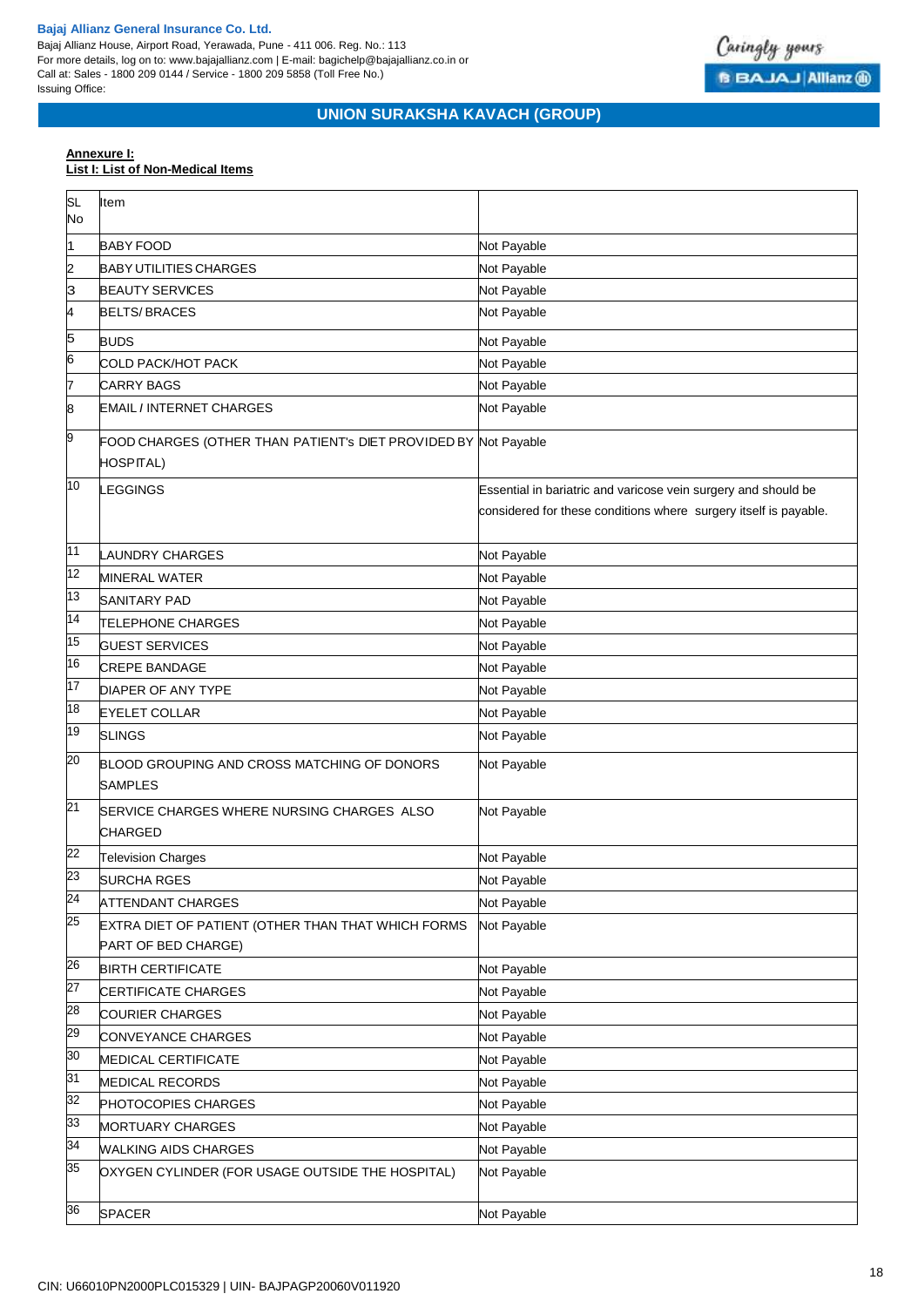**Annexure I:**
**List I: List of Non-Medical Items**

| SL No | Item | |
|---|---|---|
| 1 | BABY FOOD | Not Payable |
| 2 | BABY UTILITIES CHARGES | Not Payable |
| 3 | BEAUTY SERVICES | Not Payable |
| 4 | BELTS/ BRACES | Not Payable |
| 5 | BUDS | Not Payable |
| 6 | COLD PACK/HOT PACK | Not Payable |
| 7 | CARRY BAGS | Not Payable |
| 8 | EMAIL / INTERNET CHARGES | Not Payable |
| 9 | FOOD CHARGES (OTHER THAN PATIENT's DIET PROVIDED BY HOSPITAL) | Not Payable |
| 10 | LEGGINGS | Essential in bariatric and varicose vein surgery and should be considered for these conditions where surgery itself is payable. |
| 11 | LAUNDRY CHARGES | Not Payable |
| 12 | MINERAL WATER | Not Payable |
| 13 | SANITARY PAD | Not Payable |
| 14 | TELEPHONE CHARGES | Not Payable |
| 15 | GUEST SERVICES | Not Payable |
| 16 | CREPE BANDAGE | Not Payable |
| 17 | DIAPER OF ANY TYPE | Not Payable |
| 18 | EYELET COLLAR | Not Payable |
| 19 | SLINGS | Not Payable |
| 20 | BLOOD GROUPING AND CROSS MATCHING OF DONORS SAMPLES | Not Payable |
| 21 | SERVICE CHARGES WHERE NURSING CHARGES ALSO CHARGED | Not Payable |
| 22 | Television Charges | Not Payable |
| 23 | SURCHA RGES | Not Payable |
| 24 | ATTENDANT CHARGES | Not Payable |
| 25 | EXTRA DIET OF PATIENT (OTHER THAN THAT WHICH FORMS PART OF BED CHARGE) | Not Payable |
| 26 | BIRTH CERTIFICATE | Not Payable |
| 27 | CERTIFICATE CHARGES | Not Payable |
| 28 | COURIER CHARGES | Not Payable |
| 29 | CONVEYANCE CHARGES | Not Payable |
| 30 | MEDICAL CERTIFICATE | Not Payable |
| 31 | MEDICAL RECORDS | Not Payable |
| 32 | PHOTOCOPIES CHARGES | Not Payable |
| 33 | MORTUARY CHARGES | Not Payable |
| 34 | WALKING AIDS CHARGES | Not Payable |
| 35 | OXYGEN CYLINDER (FOR USAGE OUTSIDE THE HOSPITAL) | Not Payable |
| 36 | SPACER | Not Payable |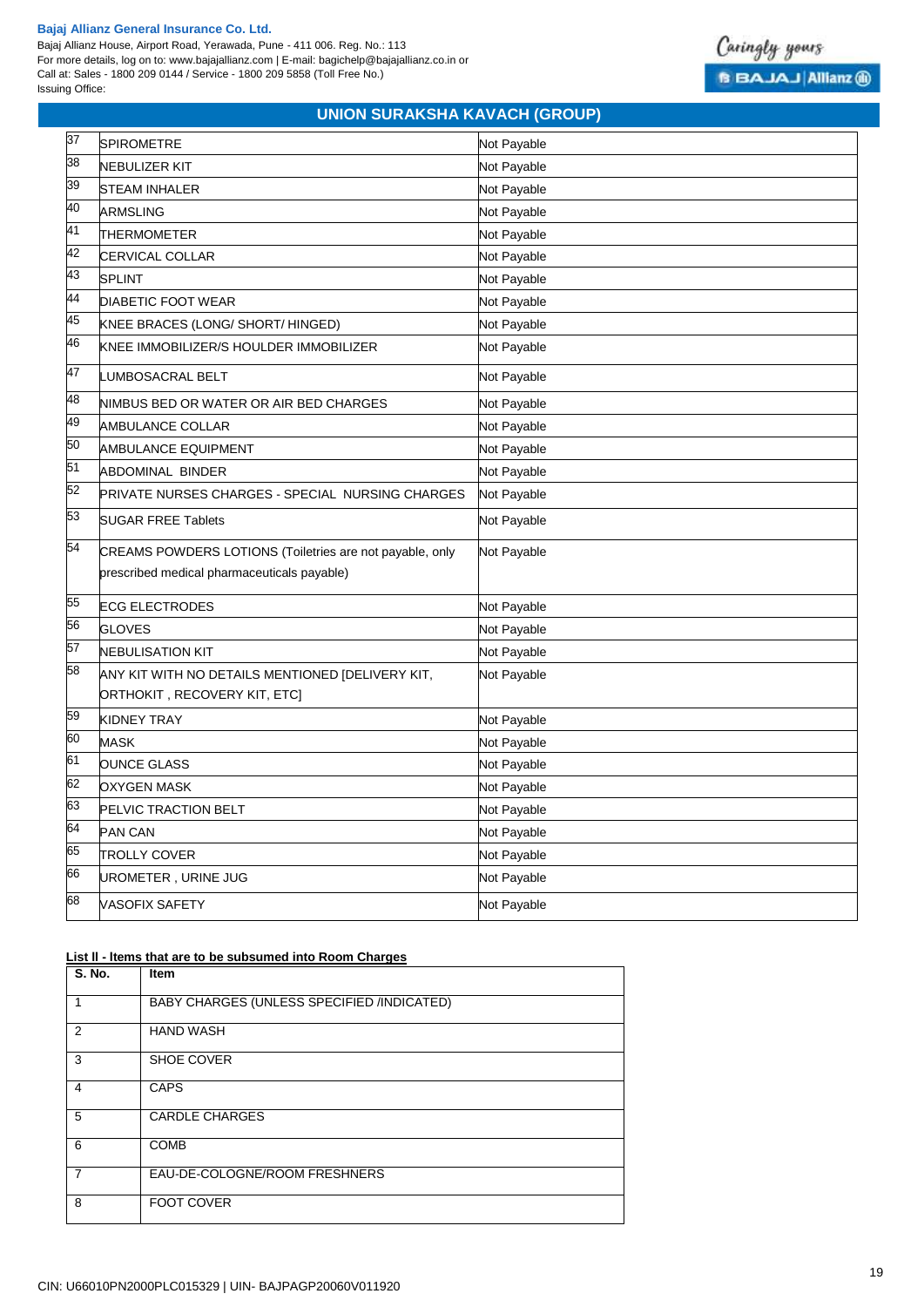## UNION SURAKSHA KAVACH (GROUP)

| | | |
|---|---|---|
| 37 | SPIROMETRE | Not Payable |
| 38 | NEBULIZER KIT | Not Payable |
| 39 | STEAM INHALER | Not Payable |
| 40 | ARMSLING | Not Payable |
| 41 | THERMOMETER | Not Payable |
| 42 | CERVICAL COLLAR | Not Payable |
| 43 | SPLINT | Not Payable |
| 44 | DIABETIC FOOT WEAR | Not Payable |
| 45 | KNEE BRACES (LONG/ SHORT/ HINGED) | Not Payable |
| 46 | KNEE IMMOBILIZER/S HOULDER IMMOBILIZER | Not Payable |
| 47 | LUMBOSACRAL BELT | Not Payable |
| 48 | NIMBUS BED OR WATER OR AIR BED CHARGES | Not Payable |
| 49 | AMBULANCE COLLAR | Not Payable |
| 50 | AMBULANCE EQUIPMENT | Not Payable |
| 51 | ABDOMINAL BINDER | Not Payable |
| 52 | PRIVATE NURSES CHARGES - SPECIAL NURSING CHARGES | Not Payable |
| 53 | SUGAR FREE Tablets | Not Payable |
| 54 | CREAMS POWDERS LOTIONS (Toiletries are not payable, only prescribed medical pharmaceuticals payable) | Not Payable |
| 55 | ECG ELECTRODES | Not Payable |
| 56 | GLOVES | Not Payable |
| 57 | NEBULISATION KIT | Not Payable |
| 58 | ANY KIT WITH NO DETAILS MENTIONED [DELIVERY KIT, ORTHOKIT , RECOVERY KIT, ETC] | Not Payable |
| 59 | KIDNEY TRAY | Not Payable |
| 60 | MASK | Not Payable |
| 61 | OUNCE GLASS | Not Payable |
| 62 | OXYGEN MASK | Not Payable |
| 63 | PELVIC TRACTION BELT | Not Payable |
| 64 | PAN CAN | Not Payable |
| 65 | TROLLY COVER | Not Payable |
| 66 | UROMETER , URINE JUG | Not Payable |
| 68 | VASOFIX SAFETY | Not Payable |

**List II - Items that are to be subsumed into Room Charges**

| S. No. | Item |
|---|---|
| 1 | BABY CHARGES (UNLESS SPECIFIED /INDICATED) |
| 2 | HAND WASH |
| 3 | SHOE COVER |
| 4 | CAPS |
| 5 | CARDLE CHARGES |
| 6 | COMB |
| 7 | EAU-DE-COLOGNE/ROOM FRESHNERS |
| 8 | FOOT COVER |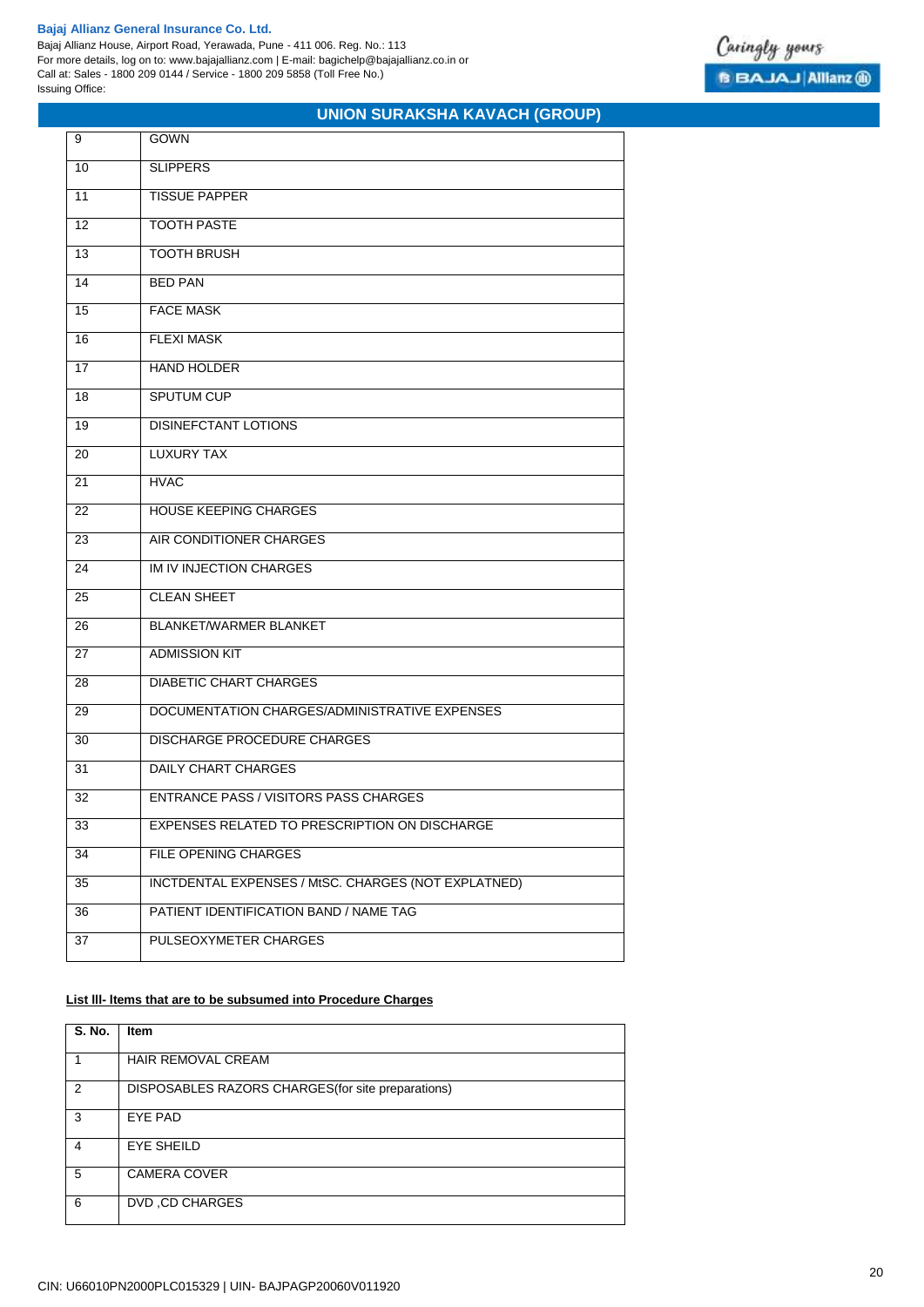| | |
|---|---|
| 9 | GOWN |
| 10 | SLIPPERS |
| 11 | TISSUE PAPPER |
| 12 | TOOTH PASTE |
| 13 | TOOTH BRUSH |
| 14 | BED PAN |
| 15 | FACE MASK |
| 16 | FLEXI MASK |
| 17 | HAND HOLDER |
| 18 | SPUTUM CUP |
| 19 | DISINEFCTANT LOTIONS |
| 20 | LUXURY TAX |
| 21 | HVAC |
| 22 | HOUSE KEEPING CHARGES |
| 23 | AIR CONDITIONER CHARGES |
| 24 | IM IV INJECTION CHARGES |
| 25 | CLEAN SHEET |
| 26 | BLANKET/WARMER BLANKET |
| 27 | ADMISSION KIT |
| 28 | DIABETIC CHART CHARGES |
| 29 | DOCUMENTATION CHARGES/ADMINISTRATIVE EXPENSES |
| 30 | DISCHARGE PROCEDURE CHARGES |
| 31 | DAILY CHART CHARGES |
| 32 | ENTRANCE PASS / VISITORS PASS CHARGES |
| 33 | EXPENSES RELATED TO PRESCRIPTION ON DISCHARGE |
| 34 | FILE OPENING CHARGES |
| 35 | INCTDENTAL EXPENSES / MtSC. CHARGES (NOT EXPLATNED) |
| 36 | PATIENT IDENTIFICATION BAND / NAME TAG |
| 37 | PULSEOXYMETER CHARGES |

**List III- Items that are to be subsumed into Procedure Charges**

| S. No. | Item |
|---|---|
| 1 | HAIR REMOVAL CREAM |
| 2 | DISPOSABLES RAZORS CHARGES(for site preparations) |
| 3 | EYE PAD |
| 4 | EYE SHEILD |
| 5 | CAMERA COVER |
| 6 | DVD ,CD CHARGES |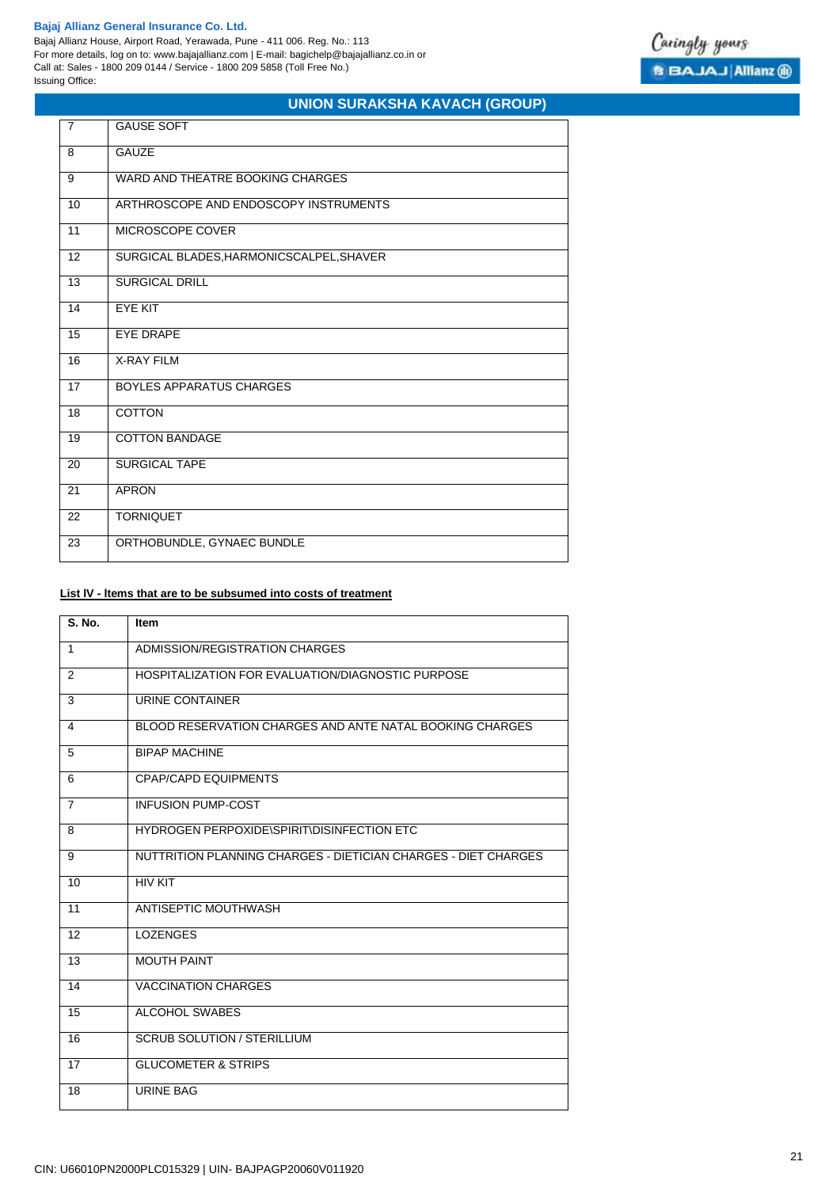## UNION SURAKSHA KAVACH (GROUP)

| | |
|---|---|
| 7 | GAUSE SOFT |
| 8 | GAUZE |
| 9 | WARD AND THEATRE BOOKING CHARGES |
| 10 | ARTHROSCOPE AND ENDOSCOPY INSTRUMENTS |
| 11 | MICROSCOPE COVER |
| 12 | SURGICAL BLADES,HARMONICSCALPEL,SHAVER |
| 13 | SURGICAL DRILL |
| 14 | EYE KIT |
| 15 | EYE DRAPE |
| 16 | X-RAY FILM |
| 17 | BOYLES APPARATUS CHARGES |
| 18 | COTTON |
| 19 | COTTON BANDAGE |
| 20 | SURGICAL TAPE |
| 21 | APRON |
| 22 | TORNIQUET |
| 23 | ORTHOBUNDLE, GYNAEC BUNDLE |

**List IV - Items that are to be subsumed into costs of treatment**

| S. No. | Item |
|---|---|
| 1 | ADMISSION/REGISTRATION CHARGES |
| 2 | HOSPITALIZATION FOR EVALUATION/DIAGNOSTIC PURPOSE |
| 3 | URINE CONTAINER |
| 4 | BLOOD RESERVATION CHARGES AND ANTE NATAL BOOKING CHARGES |
| 5 | BIPAP MACHINE |
| 6 | CPAP/CAPD EQUIPMENTS |
| 7 | INFUSION PUMP-COST |
| 8 | HYDROGEN PERPOXIDE\SPIRIT\DISINFECTION ETC |
| 9 | NUTTRITION PLANNING CHARGES - DIETICIAN CHARGES - DIET CHARGES |
| 10 | HIV KIT |
| 11 | ANTISEPTIC MOUTHWASH |
| 12 | LOZENGES |
| 13 | MOUTH PAINT |
| 14 | VACCINATION CHARGES |
| 15 | ALCOHOL SWABES |
| 16 | SCRUB SOLUTION / STERILLIUM |
| 17 | GLUCOMETER & STRIPS |
| 18 | URINE BAG |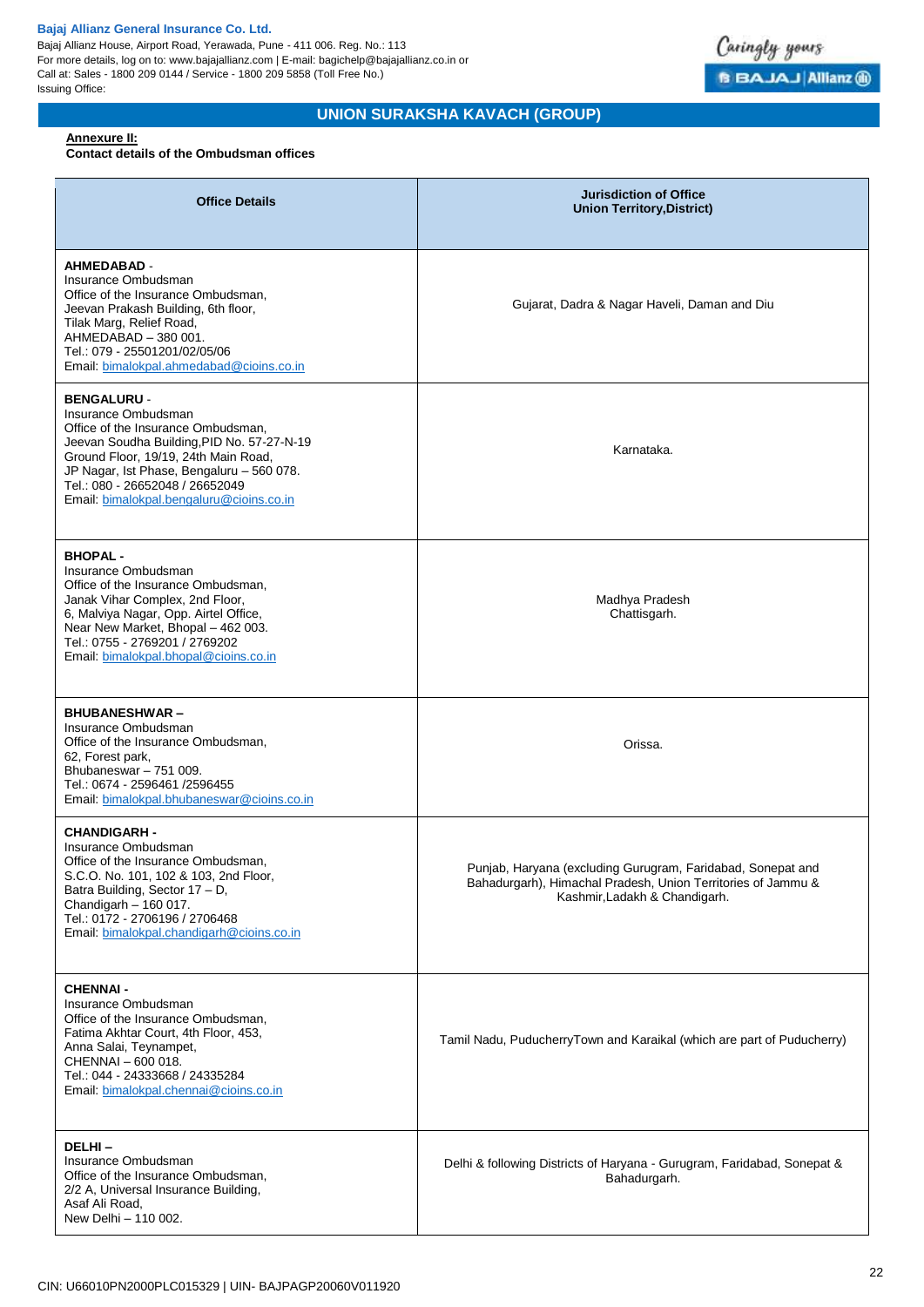**Annexure II:**

**Contact details of the Ombudsman offices**

| Office Details | Jurisdiction of Office Union Territory,District) |
|---|---|
| **AHMEDABAD** - Insurance Ombudsman Office of the Insurance Ombudsman, Jeevan Prakash Building, 6th floor, Tilak Marg, Relief Road, AHMEDABAD – 380 001. Tel.: 079 - 25501201/02/05/06 Email: bimalokpal.ahmedabad@cioins.co.in | Gujarat, Dadra & Nagar Haveli, Daman and Diu |
| **BENGALURU** - Insurance Ombudsman Office of the Insurance Ombudsman, Jeevan Soudha Building,PID No. 57-27-N-19 Ground Floor, 19/19, 24th Main Road, JP Nagar, Ist Phase, Bengaluru – 560 078. Tel.: 080 - 26652048 / 26652049 Email: bimalokpal.bengaluru@cioins.co.in | Karnataka. |
| **BHOPAL** - Insurance Ombudsman Office of the Insurance Ombudsman, Janak Vihar Complex, 2nd Floor, 6, Malviya Nagar, Opp. Airtel Office, Near New Market, Bhopal – 462 003. Tel.: 0755 - 2769201 / 2769202 Email: bimalokpal.bhopal@cioins.co.in | Madhya Pradesh Chattisgarh. |
| **BHUBANESHWAR** – Insurance Ombudsman Office of the Insurance Ombudsman, 62, Forest park, Bhubaneswar – 751 009. Tel.: 0674 - 2596461 /2596455 Email: bimalokpal.bhubaneswar@cioins.co.in | Orissa. |
| **CHANDIGARH** - Insurance Ombudsman Office of the Insurance Ombudsman, S.C.O. No. 101, 102 & 103, 2nd Floor, Batra Building, Sector 17 – D, Chandigarh – 160 017. Tel.: 0172 - 2706196 / 2706468 Email: bimalokpal.chandigarh@cioins.co.in | Punjab, Haryana (excluding Gurugram, Faridabad, Sonepat and Bahadurgarh), Himachal Pradesh, Union Territories of Jammu & Kashmir,Ladakh & Chandigarh. |
| **CHENNAI** - Insurance Ombudsman Office of the Insurance Ombudsman, Fatima Akhtar Court, 4th Floor, 453, Anna Salai, Teynampet, CHENNAI – 600 018. Tel.: 044 - 24333668 / 24335284 Email: bimalokpal.chennai@cioins.co.in | Tamil Nadu, PuducherryTown and Karaikal (which are part of Puducherry) |
| **DELHI** – Insurance Ombudsman Office of the Insurance Ombudsman, 2/2 A, Universal Insurance Building, Asaf Ali Road, New Delhi – 110 002. | Delhi & following Districts of Haryana - Gurugram, Faridabad, Sonepat & Bahadurgarh. |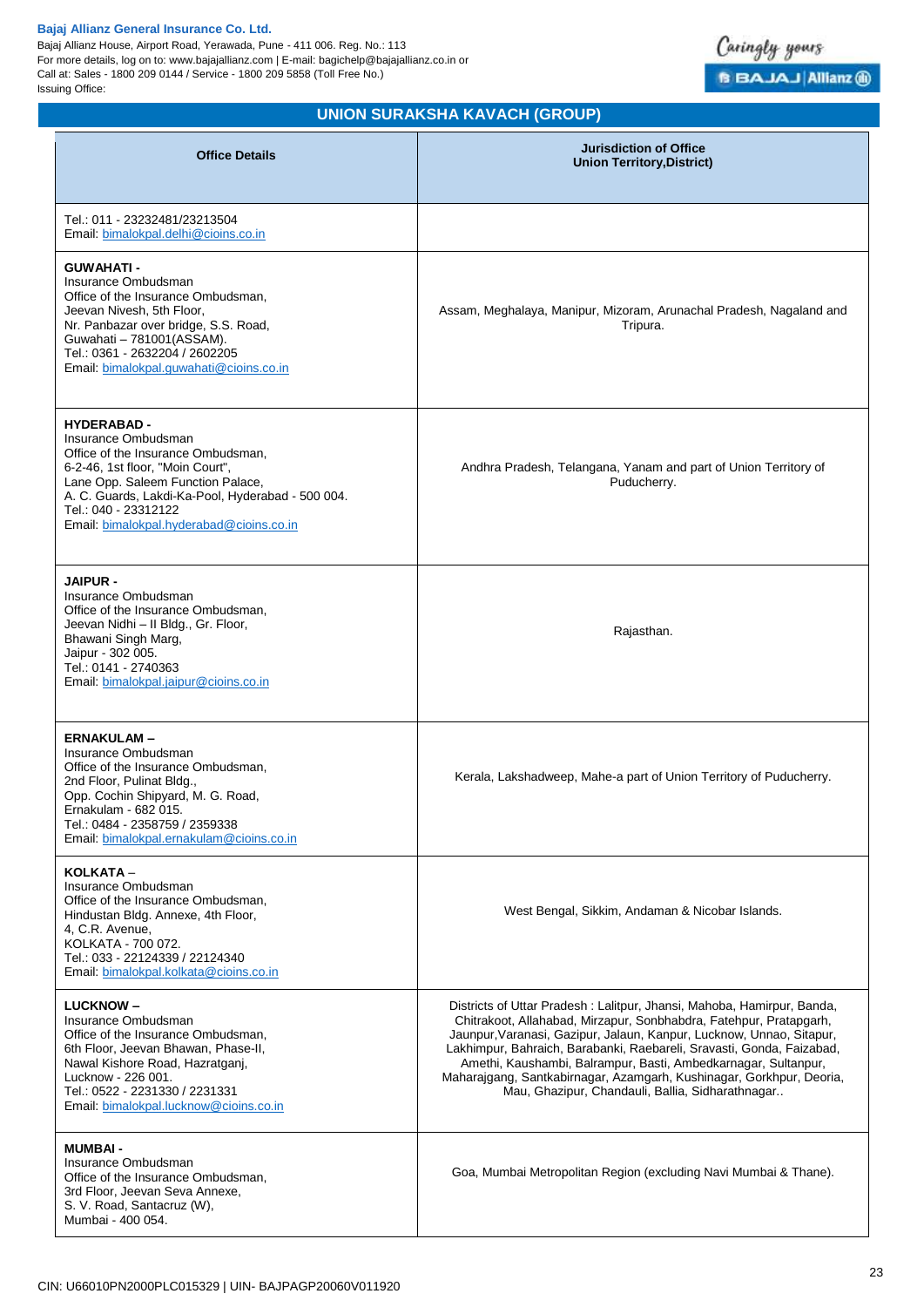## UNION SURAKSHA KAVACH (GROUP)

| Office Details | Jurisdiction of Office Union Territory,District) |
|---|---|
| Tel.: 011 - 23232481/23213504<br>Email: bimalokpal.delhi@cioins.co.in | |
| **GUWAHATI -**<br>Insurance Ombudsman<br>Office of the Insurance Ombudsman,<br>Jeevan Nivesh, 5th Floor,<br>Nr. Panbazar over bridge, S.S. Road,<br>Guwahati – 781001(ASSAM).<br>Tel.: 0361 - 2632204 / 2602205<br>Email: bimalokpal.guwahati@cioins.co.in | Assam, Meghalaya, Manipur, Mizoram, Arunachal Pradesh, Nagaland and Tripura. |
| **HYDERABAD -**<br>Insurance Ombudsman<br>Office of the Insurance Ombudsman,<br>6-2-46, 1st floor, "Moin Court",<br>Lane Opp. Saleem Function Palace,<br>A. C. Guards, Lakdi-Ka-Pool, Hyderabad - 500 004.<br>Tel.: 040 - 23312122<br>Email: bimalokpal.hyderabad@cioins.co.in | Andhra Pradesh, Telangana, Yanam and part of Union Territory of Puducherry. |
| **JAIPUR -**<br>Insurance Ombudsman<br>Office of the Insurance Ombudsman,<br>Jeevan Nidhi – II Bldg., Gr. Floor,<br>Bhawani Singh Marg,<br>Jaipur - 302 005.<br>Tel.: 0141 - 2740363<br>Email: bimalokpal.jaipur@cioins.co.in | Rajasthan. |
| **ERNAKULAM –**<br>Insurance Ombudsman<br>Office of the Insurance Ombudsman,<br>2nd Floor, Pulinat Bldg.,<br>Opp. Cochin Shipyard, M. G. Road,<br>Ernakulam - 682 015.<br>Tel.: 0484 - 2358759 / 2359338<br>Email: bimalokpal.ernakulam@cioins.co.in | Kerala, Lakshadweep, Mahe-a part of Union Territory of Puducherry. |
| **KOLKATA –**<br>Insurance Ombudsman<br>Office of the Insurance Ombudsman,<br>Hindustan Bldg. Annexe, 4th Floor,<br>4, C.R. Avenue,<br>KOLKATA - 700 072.<br>Tel.: 033 - 22124339 / 22124340<br>Email: bimalokpal.kolkata@cioins.co.in | West Bengal, Sikkim, Andaman & Nicobar Islands. |
| **LUCKNOW –**<br>Insurance Ombudsman<br>Office of the Insurance Ombudsman,<br>6th Floor, Jeevan Bhawan, Phase-II,<br>Nawal Kishore Road, Hazratganj,<br>Lucknow - 226 001.<br>Tel.: 0522 - 2231330 / 2231331<br>Email: bimalokpal.lucknow@cioins.co.in | Districts of Uttar Pradesh : Lalitpur, Jhansi, Mahoba, Hamirpur, Banda, Chitrakoot, Allahabad, Mirzapur, Sonbhabdra, Fatehpur, Pratapgarh, Jaunpur,Varanasi, Gazipur, Jalaun, Kanpur, Lucknow, Unnao, Sitapur, Lakhimpur, Bahraich, Barabanki, Raebareli, Sravasti, Gonda, Faizabad, Amethi, Kaushambi, Balrampur, Basti, Ambedkarnagar, Sultanpur, Maharajgang, Santkabirnagar, Azamgarh, Kushinagar, Gorkhpur, Deoria, Mau, Ghazipur, Chandauli, Ballia, Sidharathnagar.. |
| **MUMBAI -**<br>Insurance Ombudsman<br>Office of the Insurance Ombudsman,<br>3rd Floor, Jeevan Seva Annexe,<br>S. V. Road, Santacruz (W),<br>Mumbai - 400 054. | Goa, Mumbai Metropolitan Region (excluding Navi Mumbai & Thane). |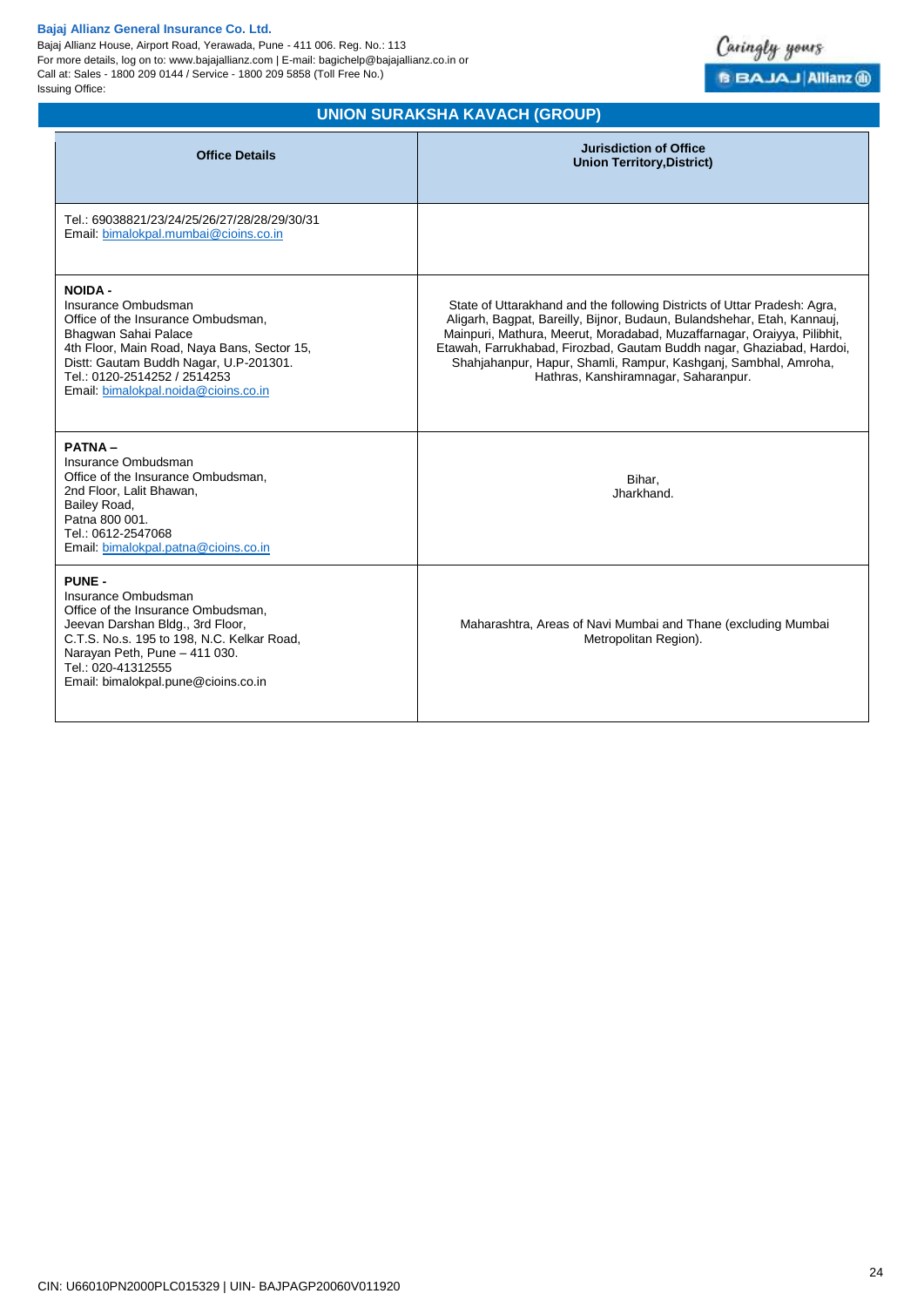## UNION SURAKSHA KAVACH (GROUP)

| Office Details | Jurisdiction of Office Union Territory,District) |
|---|---|
| Tel.: 69038821/23/24/25/26/27/28/28/29/30/31<br>Email: bimalokpal.mumbai@cioins.co.in | |
| **NOIDA -**<br>Insurance Ombudsman<br>Office of the Insurance Ombudsman,<br>Bhagwan Sahai Palace<br>4th Floor, Main Road, Naya Bans, Sector 15,<br>Distt: Gautam Buddh Nagar, U.P-201301.<br>Tel.: 0120-2514252 / 2514253<br>Email: bimalokpal.noida@cioins.co.in | State of Uttarakhand and the following Districts of Uttar Pradesh: Agra, Aligarh, Bagpat, Bareilly, Bijnor, Budaun, Bulandshehar, Etah, Kannauj, Mainpuri, Mathura, Meerut, Moradabad, Muzaffarnagar, Oraiyya, Pilibhit, Etawah, Farrukhabad, Firozbad, Gautam Buddh nagar, Ghaziabad, Hardoi, Shahjahanpur, Hapur, Shamli, Rampur, Kashganj, Sambhal, Amroha, Hathras, Kanshiramnagar, Saharanpur. |
| **PATNA –**<br>Insurance Ombudsman<br>Office of the Insurance Ombudsman,<br>2nd Floor, Lalit Bhawan,<br>Bailey Road,<br>Patna 800 001.<br>Tel.: 0612-2547068<br>Email: bimalokpal.patna@cioins.co.in | Bihar,<br>Jharkhand. |
| **PUNE -**<br>Insurance Ombudsman<br>Office of the Insurance Ombudsman,<br>Jeevan Darshan Bldg., 3rd Floor,<br>C.T.S. No.s. 195 to 198, N.C. Kelkar Road,<br>Narayan Peth, Pune – 411 030.<br>Tel.: 020-41312555<br>Email: bimalokpal.pune@cioins.co.in | Maharashtra, Areas of Navi Mumbai and Thane (excluding Mumbai Metropolitan Region). |